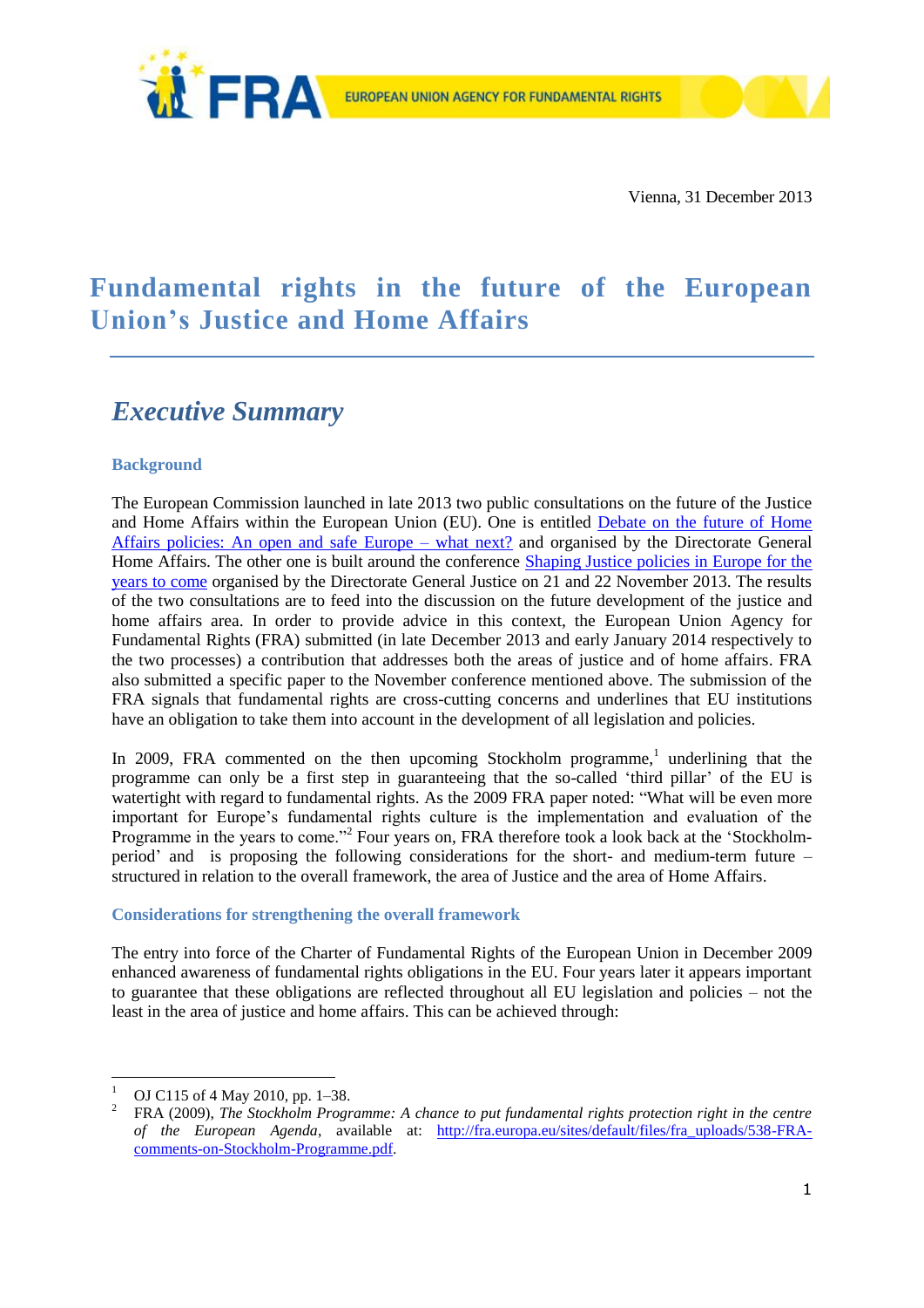Vienna, 31 December 2013

# Fundamental rights in the future of the European Union's Justice and Home Affairs

## *Executive Summary*

### Background

The European Commission launched in late 2013 two public consultations on the future of the Justice and Home Affairs within the European Union (EU). One is entitled Debate on the future of Home Affairs policies: An open and safe Europe – what next? and organised by the Directorate General Home Affairs. The other one is built around the conference Shaping Justice policies in Europe for the years to come organised by the Directorate General Justice on 21 and 22 November 2013. The results of the two consultations are to feed into the discussion on the future development of the justice and home affairs area. In order to provide advice in this context, the European Union Agency for Fundamental Rights (FRA) submitted (in late December 2013 and early January 2014 respectively to the two processes) a contribution that addresses both the areas of justice and of home affairs. FRA also submitted a specific paper to the November conference mentioned above. The submission of the FRA signals that fundamental rights are cross-cutting concerns and underlines that EU institutions have an obligation to take them into account in the development of all legislation and policies.

In 2009, FRA commented on the then upcoming Stockholm programme,[1] underlining that the programme can only be a first step in guaranteeing that the so-called 'third pillar' of the EU is watertight with regard to fundamental rights. As the 2009 FRA paper noted: "What will be even more important for Europe's fundamental rights culture is the implementation and evaluation of the Programme in the years to come."[2] Four years on, FRA therefore took a look back at the 'Stockholm-period' and is proposing the following considerations for the short- and medium-term future – structured in relation to the overall framework, the area of Justice and the area of Home Affairs.

### Considerations for strengthening the overall framework

The entry into force of the Charter of Fundamental Rights of the European Union in December 2009 enhanced awareness of fundamental rights obligations in the EU. Four years later it appears important to guarantee that these obligations are reflected throughout all EU legislation and policies – not the least in the area of justice and home affairs. This can be achieved through:

---

[1] OJ C115 of 4 May 2010, pp. 1–38.

[2] FRA (2009), *The Stockholm Programme: A chance to put fundamental rights protection right in the centre of the European Agenda*, available at: http://fra.europa.eu/sites/default/files/fra_uploads/538-FRA-comments-on-Stockholm-Programme.pdf.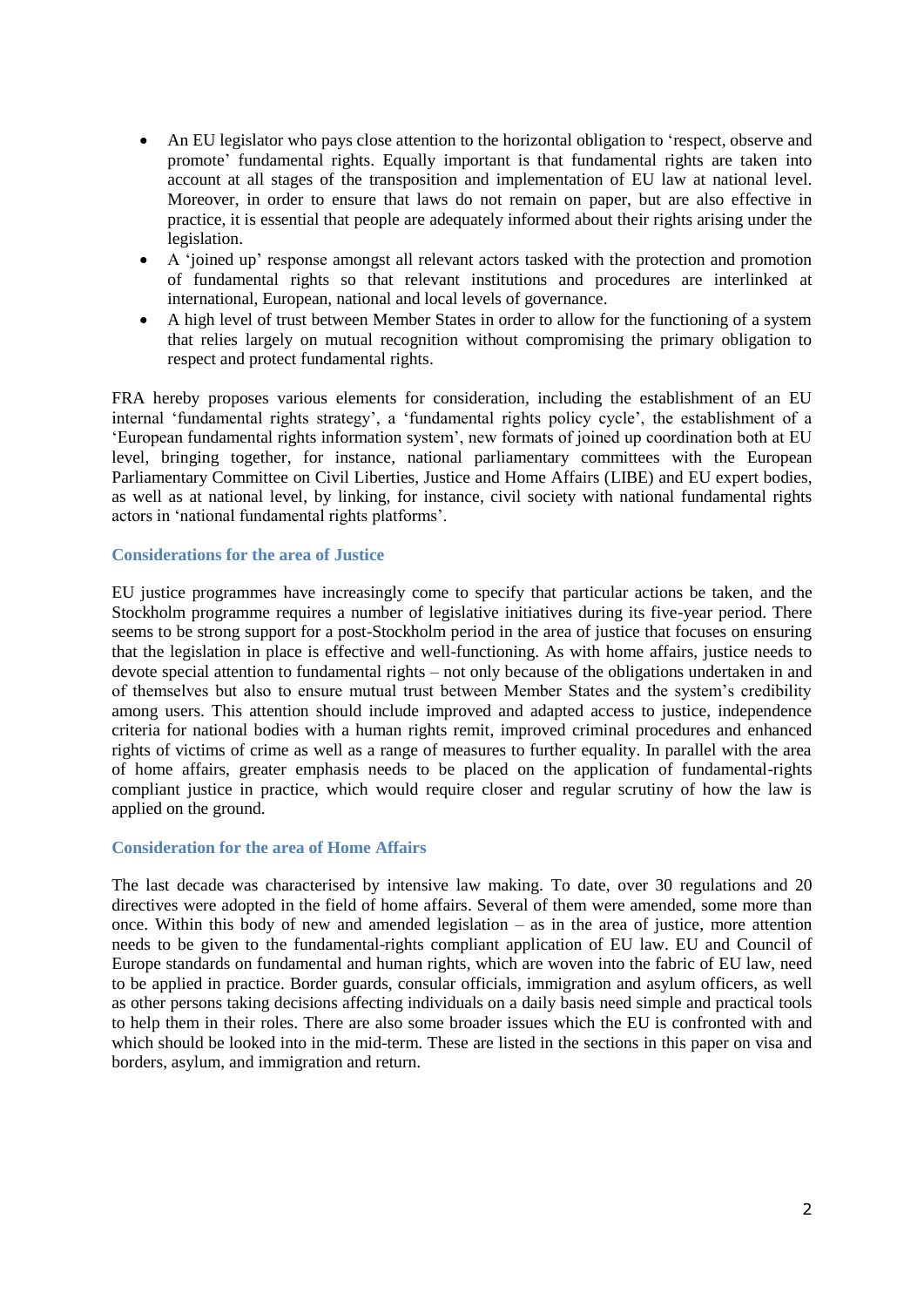- An EU legislator who pays close attention to the horizontal obligation to 'respect, observe and promote' fundamental rights. Equally important is that fundamental rights are taken into account at all stages of the transposition and implementation of EU law at national level. Moreover, in order to ensure that laws do not remain on paper, but are also effective in practice, it is essential that people are adequately informed about their rights arising under the legislation.
- A 'joined up' response amongst all relevant actors tasked with the protection and promotion of fundamental rights so that relevant institutions and procedures are interlinked at international, European, national and local levels of governance.
- A high level of trust between Member States in order to allow for the functioning of a system that relies largely on mutual recognition without compromising the primary obligation to respect and protect fundamental rights.

FRA hereby proposes various elements for consideration, including the establishment of an EU internal 'fundamental rights strategy', a 'fundamental rights policy cycle', the establishment of a 'European fundamental rights information system', new formats of joined up coordination both at EU level, bringing together, for instance, national parliamentary committees with the European Parliamentary Committee on Civil Liberties, Justice and Home Affairs (LIBE) and EU expert bodies, as well as at national level, by linking, for instance, civil society with national fundamental rights actors in 'national fundamental rights platforms'.

### Considerations for the area of Justice

EU justice programmes have increasingly come to specify that particular actions be taken, and the Stockholm programme requires a number of legislative initiatives during its five-year period. There seems to be strong support for a post-Stockholm period in the area of justice that focuses on ensuring that the legislation in place is effective and well-functioning. As with home affairs, justice needs to devote special attention to fundamental rights – not only because of the obligations undertaken in and of themselves but also to ensure mutual trust between Member States and the system's credibility among users. This attention should include improved and adapted access to justice, independence criteria for national bodies with a human rights remit, improved criminal procedures and enhanced rights of victims of crime as well as a range of measures to further equality. In parallel with the area of home affairs, greater emphasis needs to be placed on the application of fundamental-rights compliant justice in practice, which would require closer and regular scrutiny of how the law is applied on the ground.

### Consideration for the area of Home Affairs

The last decade was characterised by intensive law making. To date, over 30 regulations and 20 directives were adopted in the field of home affairs. Several of them were amended, some more than once. Within this body of new and amended legislation – as in the area of justice, more attention needs to be given to the fundamental-rights compliant application of EU law. EU and Council of Europe standards on fundamental and human rights, which are woven into the fabric of EU law, need to be applied in practice. Border guards, consular officials, immigration and asylum officers, as well as other persons taking decisions affecting individuals on a daily basis need simple and practical tools to help them in their roles. There are also some broader issues which the EU is confronted with and which should be looked into in the mid-term. These are listed in the sections in this paper on visa and borders, asylum, and immigration and return.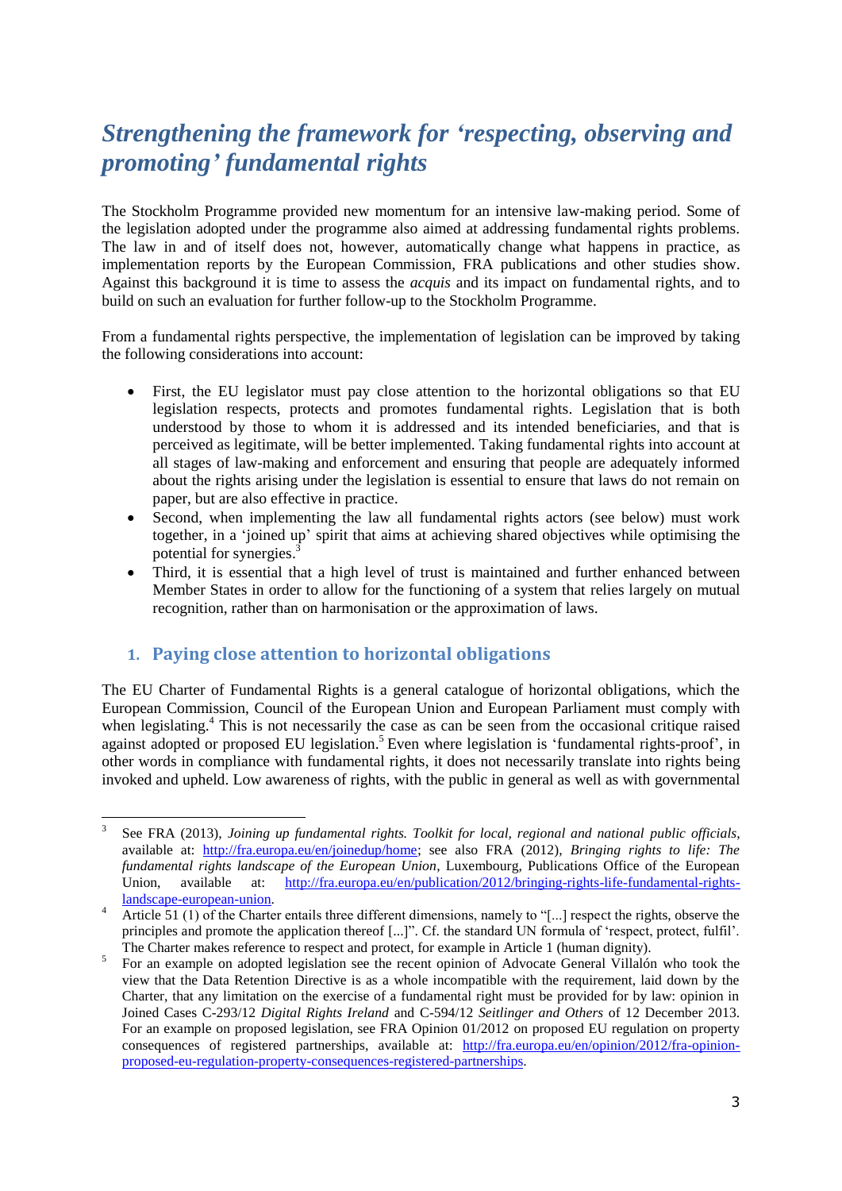# *Strengthening the framework for 'respecting, observing and promoting' fundamental rights*

The Stockholm Programme provided new momentum for an intensive law-making period. Some of the legislation adopted under the programme also aimed at addressing fundamental rights problems. The law in and of itself does not, however, automatically change what happens in practice, as implementation reports by the European Commission, FRA publications and other studies show. Against this background it is time to assess the *acquis* and its impact on fundamental rights, and to build on such an evaluation for further follow-up to the Stockholm Programme.

From a fundamental rights perspective, the implementation of legislation can be improved by taking the following considerations into account:

- First, the EU legislator must pay close attention to the horizontal obligations so that EU legislation respects, protects and promotes fundamental rights. Legislation that is both understood by those to whom it is addressed and its intended beneficiaries, and that is perceived as legitimate, will be better implemented. Taking fundamental rights into account at all stages of law-making and enforcement and ensuring that people are adequately informed about the rights arising under the legislation is essential to ensure that laws do not remain on paper, but are also effective in practice.
- Second, when implementing the law all fundamental rights actors (see below) must work together, in a 'joined up' spirit that aims at achieving shared objectives while optimising the potential for synergies.[3]
- Third, it is essential that a high level of trust is maintained and further enhanced between Member States in order to allow for the functioning of a system that relies largely on mutual recognition, rather than on harmonisation or the approximation of laws.

## 1. Paying close attention to horizontal obligations

The EU Charter of Fundamental Rights is a general catalogue of horizontal obligations, which the European Commission, Council of the European Union and European Parliament must comply with when legislating.[4] This is not necessarily the case as can be seen from the occasional critique raised against adopted or proposed EU legislation.[5] Even where legislation is 'fundamental rights-proof', in other words in compliance with fundamental rights, it does not necessarily translate into rights being invoked and upheld. Low awareness of rights, with the public in general as well as with governmental

---

[3] See FRA (2013), *Joining up fundamental rights. Toolkit for local, regional and national public officials*, available at: http://fra.europa.eu/en/joinedup/home; see also FRA (2012), *Bringing rights to life: The fundamental rights landscape of the European Union*, Luxembourg, Publications Office of the European Union, available at: http://fra.europa.eu/en/publication/2012/bringing-rights-life-fundamental-rights-landscape-european-union.

[4] Article 51 (1) of the Charter entails three different dimensions, namely to "[...] respect the rights, observe the principles and promote the application thereof [...]". Cf. the standard UN formula of 'respect, protect, fulfil'. The Charter makes reference to respect and protect, for example in Article 1 (human dignity).

[5] For an example on adopted legislation see the recent opinion of Advocate General Villalón who took the view that the Data Retention Directive is as a whole incompatible with the requirement, laid down by the Charter, that any limitation on the exercise of a fundamental right must be provided for by law: opinion in Joined Cases C-293/12 *Digital Rights Ireland* and C-594/12 *Seitlinger and Others* of 12 December 2013. For an example on proposed legislation, see FRA Opinion 01/2012 on proposed EU regulation on property consequences of registered partnerships, available at: http://fra.europa.eu/en/opinion/2012/fra-opinion-proposed-eu-regulation-property-consequences-registered-partnerships.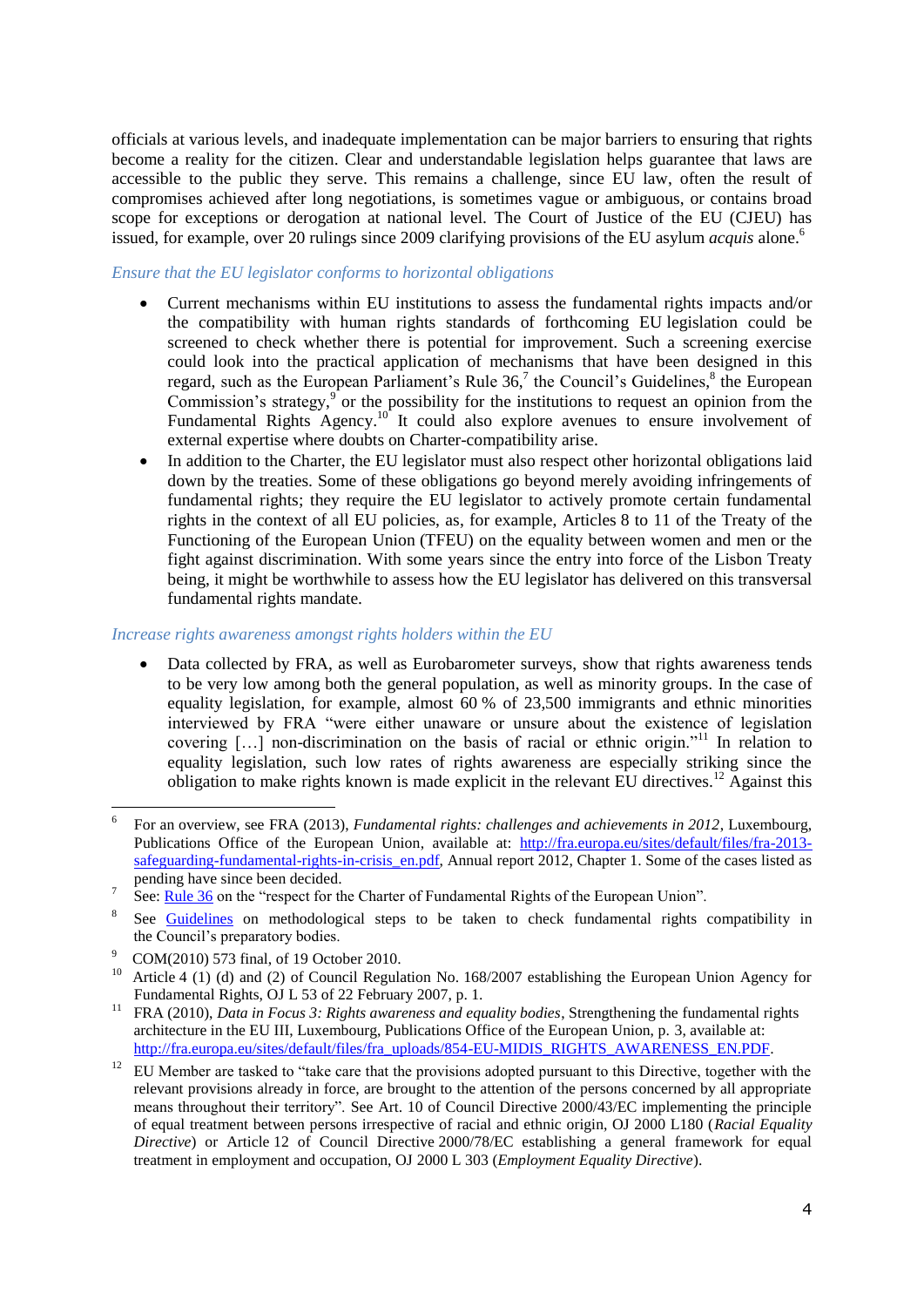officials at various levels, and inadequate implementation can be major barriers to ensuring that rights become a reality for the citizen. Clear and understandable legislation helps guarantee that laws are accessible to the public they serve. This remains a challenge, since EU law, often the result of compromises achieved after long negotiations, is sometimes vague or ambiguous, or contains broad scope for exceptions or derogation at national level. The Court of Justice of the EU (CJEU) has issued, for example, over 20 rulings since 2009 clarifying provisions of the EU asylum *acquis* alone.[6]

*Ensure that the EU legislator conforms to horizontal obligations*

- Current mechanisms within EU institutions to assess the fundamental rights impacts and/or the compatibility with human rights standards of forthcoming EU legislation could be screened to check whether there is potential for improvement. Such a screening exercise could look into the practical application of mechanisms that have been designed in this regard, such as the European Parliament's Rule 36,[7] the Council's Guidelines,[8] the European Commission's strategy,[9] or the possibility for the institutions to request an opinion from the Fundamental Rights Agency.[10] It could also explore avenues to ensure involvement of external expertise where doubts on Charter-compatibility arise.
- In addition to the Charter, the EU legislator must also respect other horizontal obligations laid down by the treaties. Some of these obligations go beyond merely avoiding infringements of fundamental rights; they require the EU legislator to actively promote certain fundamental rights in the context of all EU policies, as, for example, Articles 8 to 11 of the Treaty of the Functioning of the European Union (TFEU) on the equality between women and men or the fight against discrimination. With some years since the entry into force of the Lisbon Treaty being, it might be worthwhile to assess how the EU legislator has delivered on this transversal fundamental rights mandate.

*Increase rights awareness amongst rights holders within the EU*

- Data collected by FRA, as well as Eurobarometer surveys, show that rights awareness tends to be very low among both the general population, as well as minority groups. In the case of equality legislation, for example, almost 60 % of 23,500 immigrants and ethnic minorities interviewed by FRA "were either unaware or unsure about the existence of legislation covering […] non-discrimination on the basis of racial or ethnic origin."[11] In relation to equality legislation, such low rates of rights awareness are especially striking since the obligation to make rights known is made explicit in the relevant EU directives.[12] Against this

---

[6] For an overview, see FRA (2013), *Fundamental rights: challenges and achievements in 2012*, Luxembourg, Publications Office of the European Union, available at: http://fra.europa.eu/sites/default/files/fra-2013-safeguarding-fundamental-rights-in-crisis_en.pdf, Annual report 2012, Chapter 1. Some of the cases listed as pending have since been decided.

[7] See: Rule 36 on the "respect for the Charter of Fundamental Rights of the European Union".

[8] See Guidelines on methodological steps to be taken to check fundamental rights compatibility in the Council's preparatory bodies.

[9] COM(2010) 573 final, of 19 October 2010.

[10] Article 4 (1) (d) and (2) of Council Regulation No. 168/2007 establishing the European Union Agency for Fundamental Rights, OJ L 53 of 22 February 2007, p. 1.

[11] FRA (2010), *Data in Focus 3: Rights awareness and equality bodies*, Strengthening the fundamental rights architecture in the EU III, Luxembourg, Publications Office of the European Union, p. 3, available at: http://fra.europa.eu/sites/default/files/fra_uploads/854-EU-MIDIS_RIGHTS_AWARENESS_EN.PDF.

[12] EU Member are tasked to "take care that the provisions adopted pursuant to this Directive, together with the relevant provisions already in force, are brought to the attention of the persons concerned by all appropriate means throughout their territory". See Art. 10 of Council Directive 2000/43/EC implementing the principle of equal treatment between persons irrespective of racial and ethnic origin, OJ 2000 L180 (*Racial Equality Directive*) or Article 12 of Council Directive 2000/78/EC establishing a general framework for equal treatment in employment and occupation, OJ 2000 L 303 (*Employment Equality Directive*).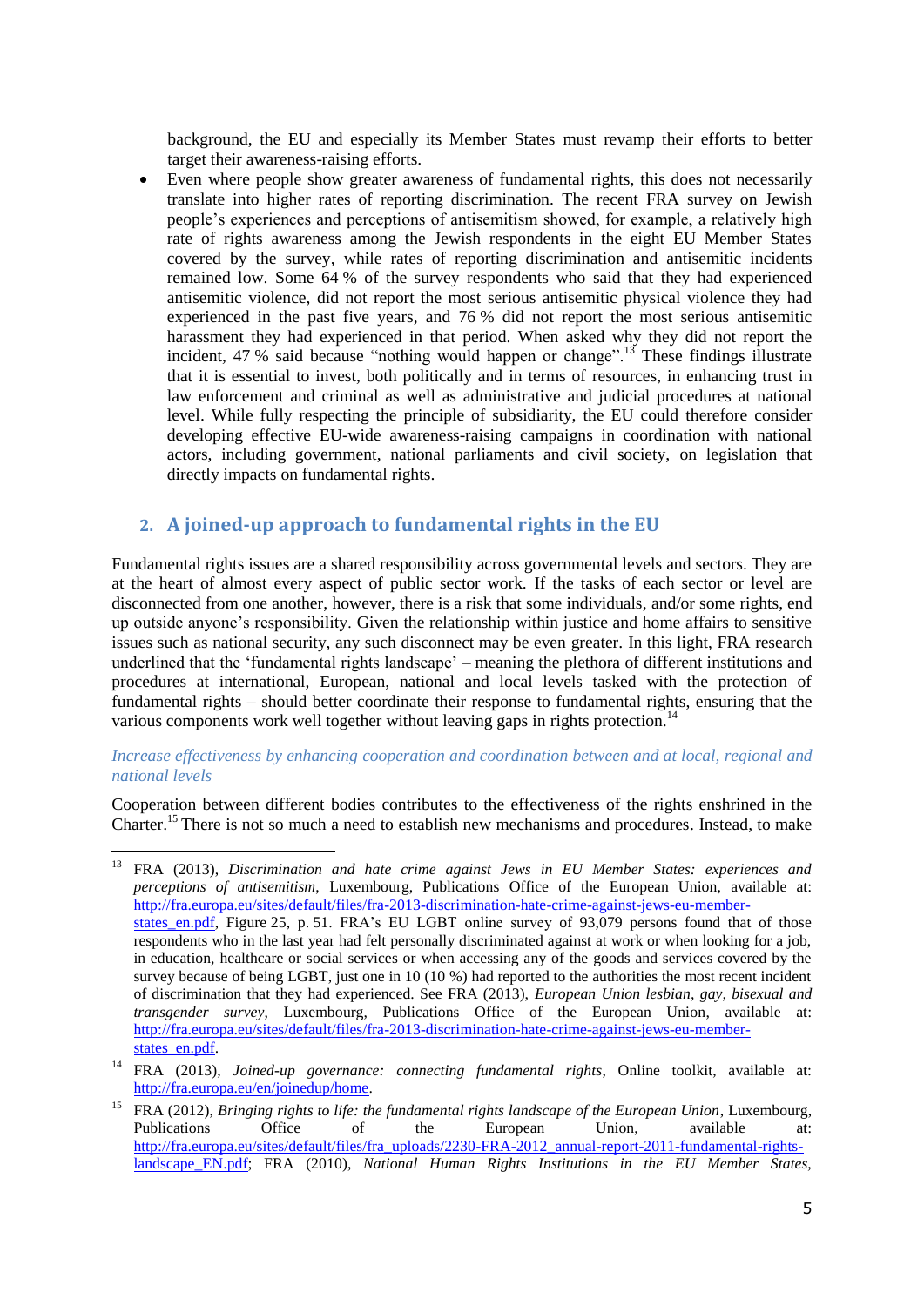background, the EU and especially its Member States must revamp their efforts to better target their awareness-raising efforts.

- Even where people show greater awareness of fundamental rights, this does not necessarily translate into higher rates of reporting discrimination. The recent FRA survey on Jewish people's experiences and perceptions of antisemitism showed, for example, a relatively high rate of rights awareness among the Jewish respondents in the eight EU Member States covered by the survey, while rates of reporting discrimination and antisemitic incidents remained low. Some 64 % of the survey respondents who said that they had experienced antisemitic violence, did not report the most serious antisemitic physical violence they had experienced in the past five years, and 76 % did not report the most serious antisemitic harassment they had experienced in that period. When asked why they did not report the incident, 47 % said because "nothing would happen or change".[13] These findings illustrate that it is essential to invest, both politically and in terms of resources, in enhancing trust in law enforcement and criminal as well as administrative and judicial procedures at national level. While fully respecting the principle of subsidiarity, the EU could therefore consider developing effective EU-wide awareness-raising campaigns in coordination with national actors, including government, national parliaments and civil society, on legislation that directly impacts on fundamental rights.

## 2. A joined-up approach to fundamental rights in the EU

Fundamental rights issues are a shared responsibility across governmental levels and sectors. They are at the heart of almost every aspect of public sector work. If the tasks of each sector or level are disconnected from one another, however, there is a risk that some individuals, and/or some rights, end up outside anyone's responsibility. Given the relationship within justice and home affairs to sensitive issues such as national security, any such disconnect may be even greater. In this light, FRA research underlined that the 'fundamental rights landscape' – meaning the plethora of different institutions and procedures at international, European, national and local levels tasked with the protection of fundamental rights – should better coordinate their response to fundamental rights, ensuring that the various components work well together without leaving gaps in rights protection.[14]

*Increase effectiveness by enhancing cooperation and coordination between and at local, regional and national levels*

Cooperation between different bodies contributes to the effectiveness of the rights enshrined in the Charter.[15] There is not so much a need to establish new mechanisms and procedures. Instead, to make

---

[13] FRA (2013), *Discrimination and hate crime against Jews in EU Member States: experiences and perceptions of antisemitism*, Luxembourg, Publications Office of the European Union, available at: http://fra.europa.eu/sites/default/files/fra-2013-discrimination-hate-crime-against-jews-eu-member-states_en.pdf, Figure 25, p. 51. FRA's EU LGBT online survey of 93,079 persons found that of those respondents who in the last year had felt personally discriminated against at work or when looking for a job, in education, healthcare or social services or when accessing any of the goods and services covered by the survey because of being LGBT, just one in 10 (10 %) had reported to the authorities the most recent incident of discrimination that they had experienced. See FRA (2013), *European Union lesbian, gay, bisexual and transgender survey*, Luxembourg, Publications Office of the European Union, available at: http://fra.europa.eu/sites/default/files/fra-2013-discrimination-hate-crime-against-jews-eu-member-states_en.pdf.

[14] FRA (2013), *Joined-up governance: connecting fundamental rights*, Online toolkit, available at: http://fra.europa.eu/en/joinedup/home.

[15] FRA (2012), *Bringing rights to life: the fundamental rights landscape of the European Union*, Luxembourg, Publications Office of the European Union, available at: http://fra.europa.eu/sites/default/files/fra_uploads/2230-FRA-2012_annual-report-2011-fundamental-rights-landscape_EN.pdf; FRA (2010), *National Human Rights Institutions in the EU Member States*,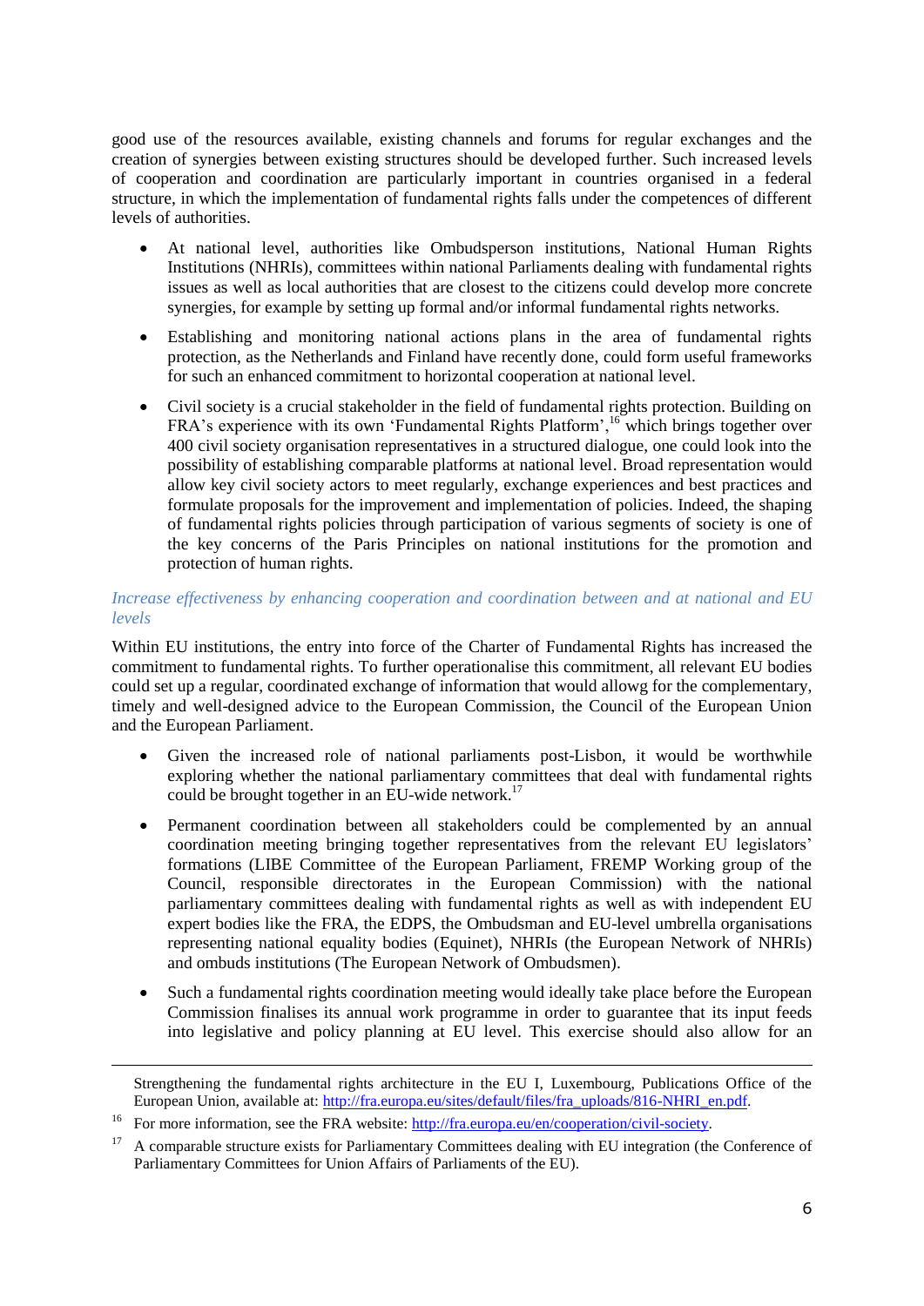good use of the resources available, existing channels and forums for regular exchanges and the creation of synergies between existing structures should be developed further. Such increased levels of cooperation and coordination are particularly important in countries organised in a federal structure, in which the implementation of fundamental rights falls under the competences of different levels of authorities.

- At national level, authorities like Ombudsperson institutions, National Human Rights Institutions (NHRIs), committees within national Parliaments dealing with fundamental rights issues as well as local authorities that are closest to the citizens could develop more concrete synergies, for example by setting up formal and/or informal fundamental rights networks.
- Establishing and monitoring national actions plans in the area of fundamental rights protection, as the Netherlands and Finland have recently done, could form useful frameworks for such an enhanced commitment to horizontal cooperation at national level.
- Civil society is a crucial stakeholder in the field of fundamental rights protection. Building on FRA's experience with its own 'Fundamental Rights Platform',[16] which brings together over 400 civil society organisation representatives in a structured dialogue, one could look into the possibility of establishing comparable platforms at national level. Broad representation would allow key civil society actors to meet regularly, exchange experiences and best practices and formulate proposals for the improvement and implementation of policies. Indeed, the shaping of fundamental rights policies through participation of various segments of society is one of the key concerns of the Paris Principles on national institutions for the promotion and protection of human rights.

*Increase effectiveness by enhancing cooperation and coordination between and at national and EU levels*

Within EU institutions, the entry into force of the Charter of Fundamental Rights has increased the commitment to fundamental rights. To further operationalise this commitment, all relevant EU bodies could set up a regular, coordinated exchange of information that would allowg for the complementary, timely and well-designed advice to the European Commission, the Council of the European Union and the European Parliament.

- Given the increased role of national parliaments post-Lisbon, it would be worthwhile exploring whether the national parliamentary committees that deal with fundamental rights could be brought together in an EU-wide network.[17]
- Permanent coordination between all stakeholders could be complemented by an annual coordination meeting bringing together representatives from the relevant EU legislators' formations (LIBE Committee of the European Parliament, FREMP Working group of the Council, responsible directorates in the European Commission) with the national parliamentary committees dealing with fundamental rights as well as with independent EU expert bodies like the FRA, the EDPS, the Ombudsman and EU-level umbrella organisations representing national equality bodies (Equinet), NHRIs (the European Network of NHRIs) and ombuds institutions (The European Network of Ombudsmen).
- Such a fundamental rights coordination meeting would ideally take place before the European Commission finalises its annual work programme in order to guarantee that its input feeds into legislative and policy planning at EU level. This exercise should also allow for an

---

Strengthening the fundamental rights architecture in the EU I, Luxembourg, Publications Office of the European Union, available at: http://fra.europa.eu/sites/default/files/fra_uploads/816-NHRI_en.pdf.

[16] For more information, see the FRA website: http://fra.europa.eu/en/cooperation/civil-society.

[17] A comparable structure exists for Parliamentary Committees dealing with EU integration (the Conference of Parliamentary Committees for Union Affairs of Parliaments of the EU).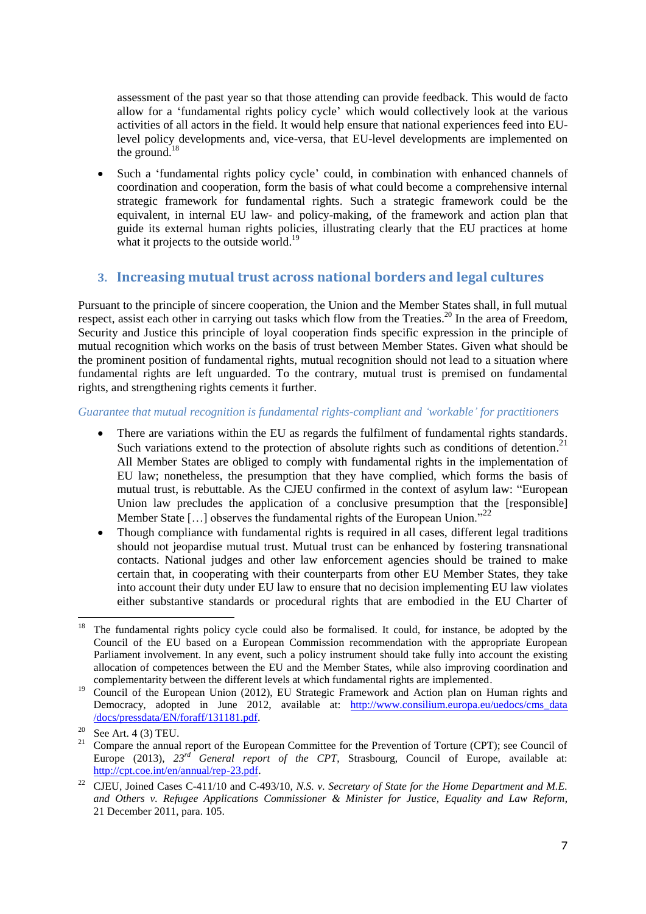assessment of the past year so that those attending can provide feedback. This would de facto allow for a 'fundamental rights policy cycle' which would collectively look at the various activities of all actors in the field. It would help ensure that national experiences feed into EU-level policy developments and, vice-versa, that EU-level developments are implemented on the ground.[18]

- Such a 'fundamental rights policy cycle' could, in combination with enhanced channels of coordination and cooperation, form the basis of what could become a comprehensive internal strategic framework for fundamental rights. Such a strategic framework could be the equivalent, in internal EU law- and policy-making, of the framework and action plan that guide its external human rights policies, illustrating clearly that the EU practices at home what it projects to the outside world.[19]

## 3. Increasing mutual trust across national borders and legal cultures

Pursuant to the principle of sincere cooperation, the Union and the Member States shall, in full mutual respect, assist each other in carrying out tasks which flow from the Treaties.[20] In the area of Freedom, Security and Justice this principle of loyal cooperation finds specific expression in the principle of mutual recognition which works on the basis of trust between Member States. Given what should be the prominent position of fundamental rights, mutual recognition should not lead to a situation where fundamental rights are left unguarded. To the contrary, mutual trust is premised on fundamental rights, and strengthening rights cements it further.

*Guarantee that mutual recognition is fundamental rights-compliant and 'workable' for practitioners*

- There are variations within the EU as regards the fulfilment of fundamental rights standards. Such variations extend to the protection of absolute rights such as conditions of detention.[21] All Member States are obliged to comply with fundamental rights in the implementation of EU law; nonetheless, the presumption that they have complied, which forms the basis of mutual trust, is rebuttable. As the CJEU confirmed in the context of asylum law: "European Union law precludes the application of a conclusive presumption that the [responsible] Member State […] observes the fundamental rights of the European Union."[22]
- Though compliance with fundamental rights is required in all cases, different legal traditions should not jeopardise mutual trust. Mutual trust can be enhanced by fostering transnational contacts. National judges and other law enforcement agencies should be trained to make certain that, in cooperating with their counterparts from other EU Member States, they take into account their duty under EU law to ensure that no decision implementing EU law violates either substantive standards or procedural rights that are embodied in the EU Charter of

---

[18] The fundamental rights policy cycle could also be formalised. It could, for instance, be adopted by the Council of the EU based on a European Commission recommendation with the appropriate European Parliament involvement. In any event, such a policy instrument should take fully into account the existing allocation of competences between the EU and the Member States, while also improving coordination and complementarity between the different levels at which fundamental rights are implemented.

[19] Council of the European Union (2012), EU Strategic Framework and Action plan on Human rights and Democracy, adopted in June 2012, available at: http://www.consilium.europa.eu/uedocs/cms_data/docs/pressdata/EN/foraff/131181.pdf.

[20] See Art. 4 (3) TEU.

[21] Compare the annual report of the European Committee for the Prevention of Torture (CPT); see Council of Europe (2013), *23rd General report of the CPT*, Strasbourg, Council of Europe, available at: http://cpt.coe.int/en/annual/rep-23.pdf.

[22] CJEU, Joined Cases C-411/10 and C-493/10, *N.S. v. Secretary of State for the Home Department and M.E. and Others v. Refugee Applications Commissioner & Minister for Justice, Equality and Law Reform*, 21 December 2011, para. 105.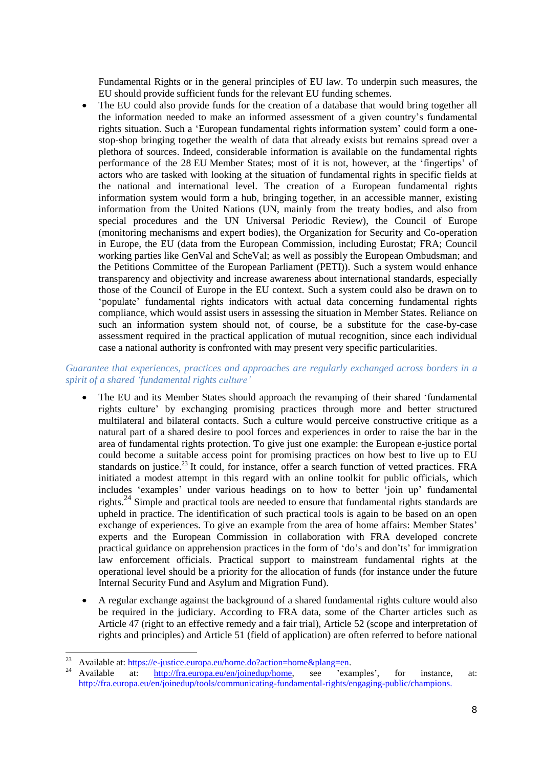Fundamental Rights or in the general principles of EU law. To underpin such measures, the EU should provide sufficient funds for the relevant EU funding schemes.

- The EU could also provide funds for the creation of a database that would bring together all the information needed to make an informed assessment of a given country's fundamental rights situation. Such a 'European fundamental rights information system' could form a one-stop-shop bringing together the wealth of data that already exists but remains spread over a plethora of sources. Indeed, considerable information is available on the fundamental rights performance of the 28 EU Member States; most of it is not, however, at the 'fingertips' of actors who are tasked with looking at the situation of fundamental rights in specific fields at the national and international level. The creation of a European fundamental rights information system would form a hub, bringing together, in an accessible manner, existing information from the United Nations (UN, mainly from the treaty bodies, and also from special procedures and the UN Universal Periodic Review), the Council of Europe (monitoring mechanisms and expert bodies), the Organization for Security and Co-operation in Europe, the EU (data from the European Commission, including Eurostat; FRA; Council working parties like GenVal and ScheVal; as well as possibly the European Ombudsman; and the Petitions Committee of the European Parliament (PETI)). Such a system would enhance transparency and objectivity and increase awareness about international standards, especially those of the Council of Europe in the EU context. Such a system could also be drawn on to 'populate' fundamental rights indicators with actual data concerning fundamental rights compliance, which would assist users in assessing the situation in Member States. Reliance on such an information system should not, of course, be a substitute for the case-by-case assessment required in the practical application of mutual recognition, since each individual case a national authority is confronted with may present very specific particularities.

*Guarantee that experiences, practices and approaches are regularly exchanged across borders in a spirit of a shared 'fundamental rights culture'*

- The EU and its Member States should approach the revamping of their shared 'fundamental rights culture' by exchanging promising practices through more and better structured multilateral and bilateral contacts. Such a culture would perceive constructive critique as a natural part of a shared desire to pool forces and experiences in order to raise the bar in the area of fundamental rights protection. To give just one example: the European e-justice portal could become a suitable access point for promising practices on how best to live up to EU standards on justice.[23] It could, for instance, offer a search function of vetted practices. FRA initiated a modest attempt in this regard with an online toolkit for public officials, which includes 'examples' under various headings on to how to better 'join up' fundamental rights.[24] Simple and practical tools are needed to ensure that fundamental rights standards are upheld in practice. The identification of such practical tools is again to be based on an open exchange of experiences. To give an example from the area of home affairs: Member States' experts and the European Commission in collaboration with FRA developed concrete practical guidance on apprehension practices in the form of 'do's and don'ts' for immigration law enforcement officials. Practical support to mainstream fundamental rights at the operational level should be a priority for the allocation of funds (for instance under the future Internal Security Fund and Asylum and Migration Fund).

- A regular exchange against the background of a shared fundamental rights culture would also be required in the judiciary. According to FRA data, some of the Charter articles such as Article 47 (right to an effective remedy and a fair trial), Article 52 (scope and interpretation of rights and principles) and Article 51 (field of application) are often referred to before national

---

[23] Available at: https://e-justice.europa.eu/home.do?action=home&plang=en.

[24] Available at: http://fra.europa.eu/en/joinedup/home, see 'examples', for instance, at: http://fra.europa.eu/en/joinedup/tools/communicating-fundamental-rights/engaging-public/champions.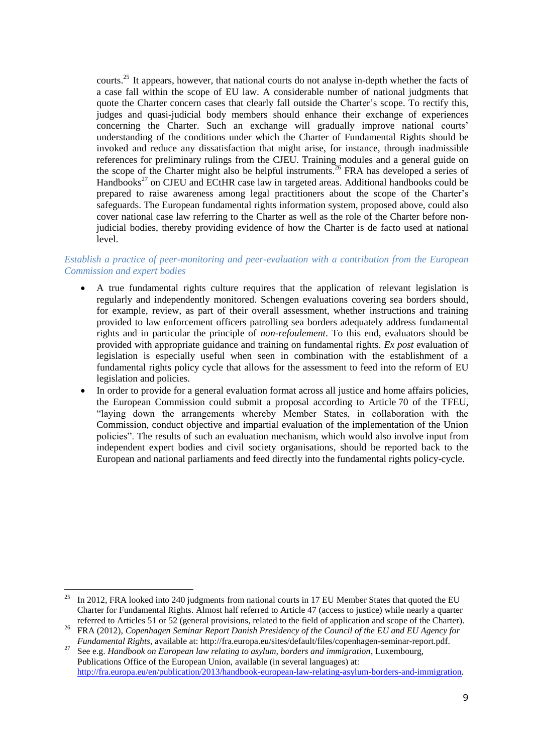courts.[25] It appears, however, that national courts do not analyse in-depth whether the facts of a case fall within the scope of EU law. A considerable number of national judgments that quote the Charter concern cases that clearly fall outside the Charter's scope. To rectify this, judges and quasi-judicial body members should enhance their exchange of experiences concerning the Charter. Such an exchange will gradually improve national courts' understanding of the conditions under which the Charter of Fundamental Rights should be invoked and reduce any dissatisfaction that might arise, for instance, through inadmissible references for preliminary rulings from the CJEU. Training modules and a general guide on the scope of the Charter might also be helpful instruments.[26] FRA has developed a series of Handbooks[27] on CJEU and ECtHR case law in targeted areas. Additional handbooks could be prepared to raise awareness among legal practitioners about the scope of the Charter's safeguards. The European fundamental rights information system, proposed above, could also cover national case law referring to the Charter as well as the role of the Charter before non-judicial bodies, thereby providing evidence of how the Charter is de facto used at national level.

*Establish a practice of peer-monitoring and peer-evaluation with a contribution from the European Commission and expert bodies*

- A true fundamental rights culture requires that the application of relevant legislation is regularly and independently monitored. Schengen evaluations covering sea borders should, for example, review, as part of their overall assessment, whether instructions and training provided to law enforcement officers patrolling sea borders adequately address fundamental rights and in particular the principle of *non-refoulement*. To this end, evaluators should be provided with appropriate guidance and training on fundamental rights. *Ex post* evaluation of legislation is especially useful when seen in combination with the establishment of a fundamental rights policy cycle that allows for the assessment to feed into the reform of EU legislation and policies.
- In order to provide for a general evaluation format across all justice and home affairs policies, the European Commission could submit a proposal according to Article 70 of the TFEU, "laying down the arrangements whereby Member States, in collaboration with the Commission, conduct objective and impartial evaluation of the implementation of the Union policies". The results of such an evaluation mechanism, which would also involve input from independent expert bodies and civil society organisations, should be reported back to the European and national parliaments and feed directly into the fundamental rights policy-cycle.

---

[25] In 2012, FRA looked into 240 judgments from national courts in 17 EU Member States that quoted the EU Charter for Fundamental Rights. Almost half referred to Article 47 (access to justice) while nearly a quarter referred to Articles 51 or 52 (general provisions, related to the field of application and scope of the Charter).

[26] FRA (2012), *Copenhagen Seminar Report Danish Presidency of the Council of the EU and EU Agency for Fundamental Rights*, available at: http://fra.europa.eu/sites/default/files/copenhagen-seminar-report.pdf.

[27] See e.g. *Handbook on European law relating to asylum, borders and immigration*, Luxembourg, Publications Office of the European Union, available (in several languages) at: http://fra.europa.eu/en/publication/2013/handbook-european-law-relating-asylum-borders-and-immigration.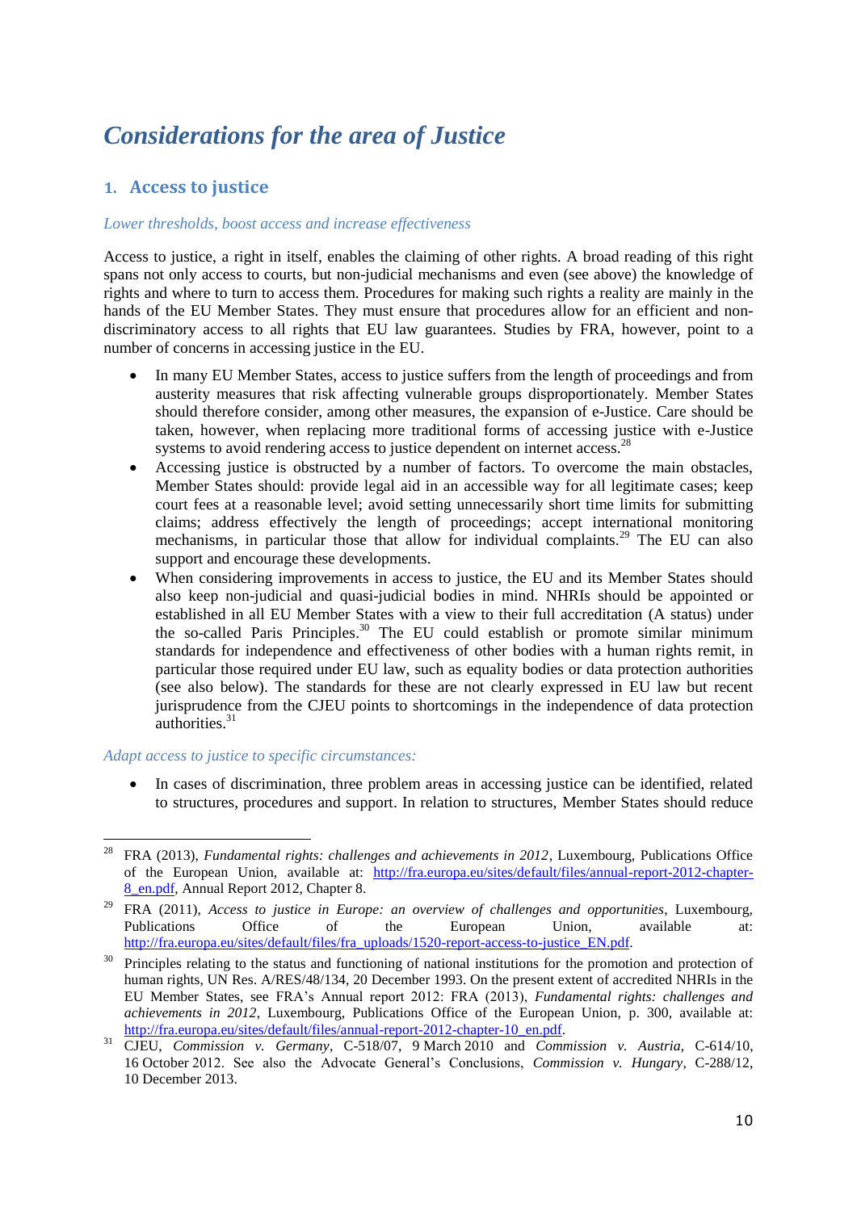# *Considerations for the area of Justice*

## 1. Access to justice

*Lower thresholds, boost access and increase effectiveness*

Access to justice, a right in itself, enables the claiming of other rights. A broad reading of this right spans not only access to courts, but non-judicial mechanisms and even (see above) the knowledge of rights and where to turn to access them. Procedures for making such rights a reality are mainly in the hands of the EU Member States. They must ensure that procedures allow for an efficient and non-discriminatory access to all rights that EU law guarantees. Studies by FRA, however, point to a number of concerns in accessing justice in the EU.

- In many EU Member States, access to justice suffers from the length of proceedings and from austerity measures that risk affecting vulnerable groups disproportionately. Member States should therefore consider, among other measures, the expansion of e-Justice. Care should be taken, however, when replacing more traditional forms of accessing justice with e-Justice systems to avoid rendering access to justice dependent on internet access.[28]
- Accessing justice is obstructed by a number of factors. To overcome the main obstacles, Member States should: provide legal aid in an accessible way for all legitimate cases; keep court fees at a reasonable level; avoid setting unnecessarily short time limits for submitting claims; address effectively the length of proceedings; accept international monitoring mechanisms, in particular those that allow for individual complaints.[29] The EU can also support and encourage these developments.
- When considering improvements in access to justice, the EU and its Member States should also keep non-judicial and quasi-judicial bodies in mind. NHRIs should be appointed or established in all EU Member States with a view to their full accreditation (A status) under the so-called Paris Principles.[30] The EU could establish or promote similar minimum standards for independence and effectiveness of other bodies with a human rights remit, in particular those required under EU law, such as equality bodies or data protection authorities (see also below). The standards for these are not clearly expressed in EU law but recent jurisprudence from the CJEU points to shortcomings in the independence of data protection authorities.[31]

*Adapt access to justice to specific circumstances:*

- In cases of discrimination, three problem areas in accessing justice can be identified, related to structures, procedures and support. In relation to structures, Member States should reduce

---

[28] FRA (2013), *Fundamental rights: challenges and achievements in 2012*, Luxembourg, Publications Office of the European Union, available at: http://fra.europa.eu/sites/default/files/annual-report-2012-chapter-8_en.pdf, Annual Report 2012, Chapter 8.

[29] FRA (2011), *Access to justice in Europe: an overview of challenges and opportunities*, Luxembourg, Publications Office of the European Union, available at: http://fra.europa.eu/sites/default/files/fra_uploads/1520-report-access-to-justice_EN.pdf.

[30] Principles relating to the status and functioning of national institutions for the promotion and protection of human rights, UN Res. A/RES/48/134, 20 December 1993. On the present extent of accredited NHRIs in the EU Member States, see FRA's Annual report 2012: FRA (2013), *Fundamental rights: challenges and achievements in 2012*, Luxembourg, Publications Office of the European Union, p. 300, available at: http://fra.europa.eu/sites/default/files/annual-report-2012-chapter-10_en.pdf.

[31] CJEU, *Commission v. Germany*, C-518/07, 9 March 2010 and *Commission v. Austria*, C-614/10, 16 October 2012. See also the Advocate General's Conclusions, *Commission v. Hungary*, C-288/12, 10 December 2013.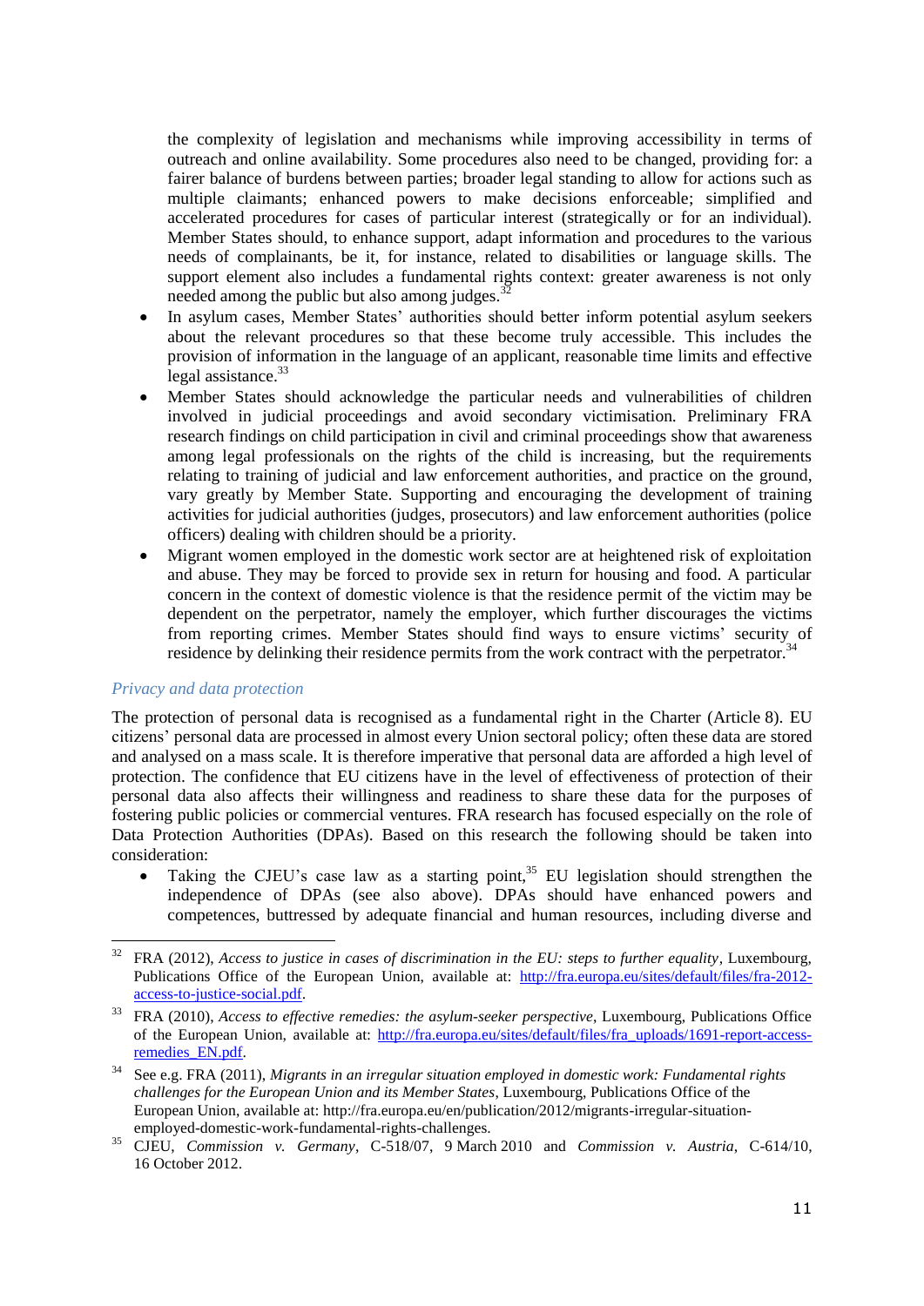the complexity of legislation and mechanisms while improving accessibility in terms of outreach and online availability. Some procedures also need to be changed, providing for: a fairer balance of burdens between parties; broader legal standing to allow for actions such as multiple claimants; enhanced powers to make decisions enforceable; simplified and accelerated procedures for cases of particular interest (strategically or for an individual). Member States should, to enhance support, adapt information and procedures to the various needs of complainants, be it, for instance, related to disabilities or language skills. The support element also includes a fundamental rights context: greater awareness is not only needed among the public but also among judges.[32]

- In asylum cases, Member States' authorities should better inform potential asylum seekers about the relevant procedures so that these become truly accessible. This includes the provision of information in the language of an applicant, reasonable time limits and effective legal assistance.[33]
- Member States should acknowledge the particular needs and vulnerabilities of children involved in judicial proceedings and avoid secondary victimisation. Preliminary FRA research findings on child participation in civil and criminal proceedings show that awareness among legal professionals on the rights of the child is increasing, but the requirements relating to training of judicial and law enforcement authorities, and practice on the ground, vary greatly by Member State. Supporting and encouraging the development of training activities for judicial authorities (judges, prosecutors) and law enforcement authorities (police officers) dealing with children should be a priority.
- Migrant women employed in the domestic work sector are at heightened risk of exploitation and abuse. They may be forced to provide sex in return for housing and food. A particular concern in the context of domestic violence is that the residence permit of the victim may be dependent on the perpetrator, namely the employer, which further discourages the victims from reporting crimes. Member States should find ways to ensure victims' security of residence by delinking their residence permits from the work contract with the perpetrator.[34]

*Privacy and data protection*

The protection of personal data is recognised as a fundamental right in the Charter (Article 8). EU citizens' personal data are processed in almost every Union sectoral policy; often these data are stored and analysed on a mass scale. It is therefore imperative that personal data are afforded a high level of protection. The confidence that EU citizens have in the level of effectiveness of protection of their personal data also affects their willingness and readiness to share these data for the purposes of fostering public policies or commercial ventures. FRA research has focused especially on the role of Data Protection Authorities (DPAs). Based on this research the following should be taken into consideration:

- Taking the CJEU's case law as a starting point,[35] EU legislation should strengthen the independence of DPAs (see also above). DPAs should have enhanced powers and competences, buttressed by adequate financial and human resources, including diverse and

---

[32] FRA (2012), *Access to justice in cases of discrimination in the EU: steps to further equality*, Luxembourg, Publications Office of the European Union, available at: http://fra.europa.eu/sites/default/files/fra-2012-access-to-justice-social.pdf.

[33] FRA (2010), *Access to effective remedies: the asylum-seeker perspective*, Luxembourg, Publications Office of the European Union, available at: http://fra.europa.eu/sites/default/files/fra_uploads/1691-report-access-remedies_EN.pdf.

[34] See e.g. FRA (2011), *Migrants in an irregular situation employed in domestic work: Fundamental rights challenges for the European Union and its Member States*, Luxembourg, Publications Office of the European Union, available at: http://fra.europa.eu/en/publication/2012/migrants-irregular-situation-employed-domestic-work-fundamental-rights-challenges.

[35] CJEU, *Commission v. Germany*, C-518/07, 9 March 2010 and *Commission v. Austria*, C-614/10, 16 October 2012.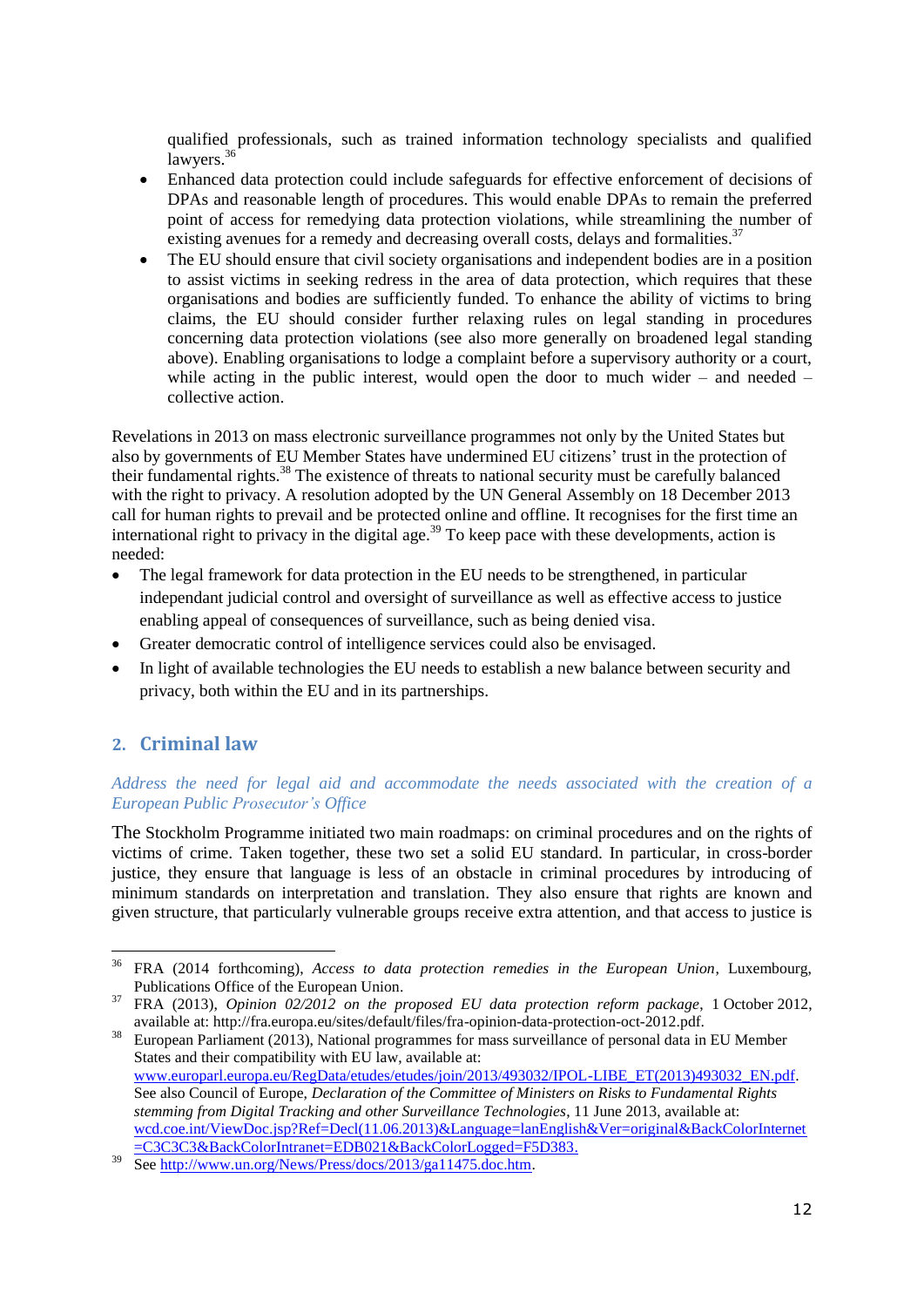qualified professionals, such as trained information technology specialists and qualified lawyers.[36]

- Enhanced data protection could include safeguards for effective enforcement of decisions of DPAs and reasonable length of procedures. This would enable DPAs to remain the preferred point of access for remedying data protection violations, while streamlining the number of existing avenues for a remedy and decreasing overall costs, delays and formalities.[37]
- The EU should ensure that civil society organisations and independent bodies are in a position to assist victims in seeking redress in the area of data protection, which requires that these organisations and bodies are sufficiently funded. To enhance the ability of victims to bring claims, the EU should consider further relaxing rules on legal standing in procedures concerning data protection violations (see also more generally on broadened legal standing above). Enabling organisations to lodge a complaint before a supervisory authority or a court, while acting in the public interest, would open the door to much wider – and needed – collective action.

Revelations in 2013 on mass electronic surveillance programmes not only by the United States but also by governments of EU Member States have undermined EU citizens' trust in the protection of their fundamental rights.[38] The existence of threats to national security must be carefully balanced with the right to privacy. A resolution adopted by the UN General Assembly on 18 December 2013 call for human rights to prevail and be protected online and offline. It recognises for the first time an international right to privacy in the digital age.[39] To keep pace with these developments, action is needed:

- The legal framework for data protection in the EU needs to be strengthened, in particular independant judicial control and oversight of surveillance as well as effective access to justice enabling appeal of consequences of surveillance, such as being denied visa.
- Greater democratic control of intelligence services could also be envisaged.
- In light of available technologies the EU needs to establish a new balance between security and privacy, both within the EU and in its partnerships.

## 2. Criminal law

*Address the need for legal aid and accommodate the needs associated with the creation of a European Public Prosecutor's Office*

The Stockholm Programme initiated two main roadmaps: on criminal procedures and on the rights of victims of crime. Taken together, these two set a solid EU standard. In particular, in cross-border justice, they ensure that language is less of an obstacle in criminal procedures by introducing of minimum standards on interpretation and translation. They also ensure that rights are known and given structure, that particularly vulnerable groups receive extra attention, and that access to justice is

---

[36] FRA (2014 forthcoming), *Access to data protection remedies in the European Union*, Luxembourg, Publications Office of the European Union.

[37] FRA (2013), *Opinion 02/2012 on the proposed EU data protection reform package*, 1 October 2012, available at: http://fra.europa.eu/sites/default/files/fra-opinion-data-protection-oct-2012.pdf.

[38] European Parliament (2013), National programmes for mass surveillance of personal data in EU Member States and their compatibility with EU law, available at: www.europarl.europa.eu/RegData/etudes/etudes/join/2013/493032/IPOL-LIBE_ET(2013)493032_EN.pdf. See also Council of Europe, *Declaration of the Committee of Ministers on Risks to Fundamental Rights stemming from Digital Tracking and other Surveillance Technologies*, 11 June 2013, available at: wcd.coe.int/ViewDoc.jsp?Ref=Decl(11.06.2013)&Language=lanEnglish&Ver=original&BackColorInternet=C3C3C3&BackColorIntranet=EDB021&BackColorLogged=F5D383.

[39] See http://www.un.org/News/Press/docs/2013/ga11475.doc.htm.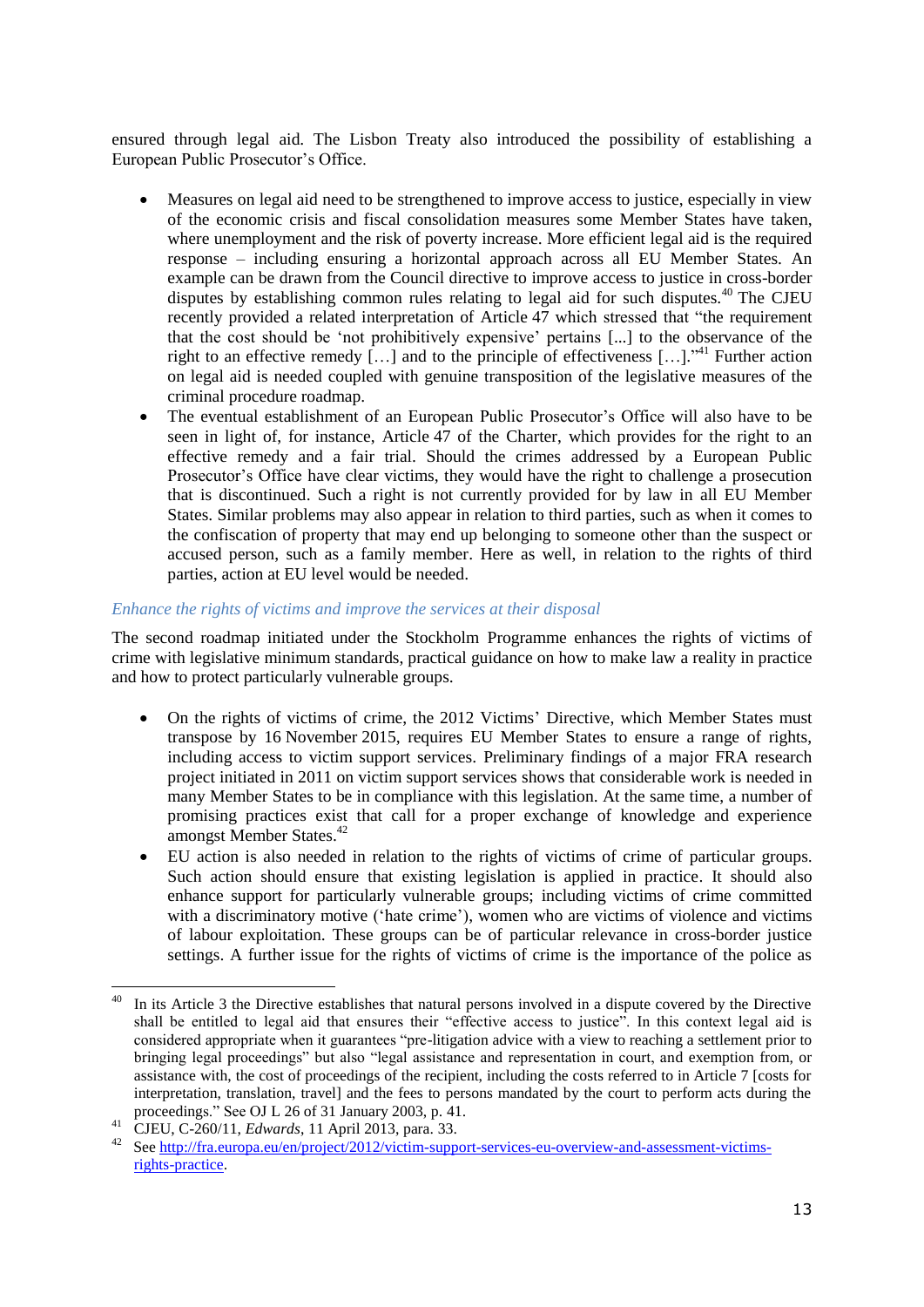ensured through legal aid. The Lisbon Treaty also introduced the possibility of establishing a European Public Prosecutor's Office.

- Measures on legal aid need to be strengthened to improve access to justice, especially in view of the economic crisis and fiscal consolidation measures some Member States have taken, where unemployment and the risk of poverty increase. More efficient legal aid is the required response – including ensuring a horizontal approach across all EU Member States. An example can be drawn from the Council directive to improve access to justice in cross-border disputes by establishing common rules relating to legal aid for such disputes.[40] The CJEU recently provided a related interpretation of Article 47 which stressed that "the requirement that the cost should be 'not prohibitively expensive' pertains [...] to the observance of the right to an effective remedy […] and to the principle of effectiveness […]."[41] Further action on legal aid is needed coupled with genuine transposition of the legislative measures of the criminal procedure roadmap.
- The eventual establishment of an European Public Prosecutor's Office will also have to be seen in light of, for instance, Article 47 of the Charter, which provides for the right to an effective remedy and a fair trial. Should the crimes addressed by a European Public Prosecutor's Office have clear victims, they would have the right to challenge a prosecution that is discontinued. Such a right is not currently provided for by law in all EU Member States. Similar problems may also appear in relation to third parties, such as when it comes to the confiscation of property that may end up belonging to someone other than the suspect or accused person, such as a family member. Here as well, in relation to the rights of third parties, action at EU level would be needed.

### *Enhance the rights of victims and improve the services at their disposal*

The second roadmap initiated under the Stockholm Programme enhances the rights of victims of crime with legislative minimum standards, practical guidance on how to make law a reality in practice and how to protect particularly vulnerable groups.

- On the rights of victims of crime, the 2012 Victims' Directive, which Member States must transpose by 16 November 2015, requires EU Member States to ensure a range of rights, including access to victim support services. Preliminary findings of a major FRA research project initiated in 2011 on victim support services shows that considerable work is needed in many Member States to be in compliance with this legislation. At the same time, a number of promising practices exist that call for a proper exchange of knowledge and experience amongst Member States.[42]
- EU action is also needed in relation to the rights of victims of crime of particular groups. Such action should ensure that existing legislation is applied in practice. It should also enhance support for particularly vulnerable groups; including victims of crime committed with a discriminatory motive ('hate crime'), women who are victims of violence and victims of labour exploitation. These groups can be of particular relevance in cross-border justice settings. A further issue for the rights of victims of crime is the importance of the police as

---

[40] In its Article 3 the Directive establishes that natural persons involved in a dispute covered by the Directive shall be entitled to legal aid that ensures their "effective access to justice". In this context legal aid is considered appropriate when it guarantees "pre-litigation advice with a view to reaching a settlement prior to bringing legal proceedings" but also "legal assistance and representation in court, and exemption from, or assistance with, the cost of proceedings of the recipient, including the costs referred to in Article 7 [costs for interpretation, translation, travel] and the fees to persons mandated by the court to perform acts during the proceedings." See OJ L 26 of 31 January 2003, p. 41.

[41] CJEU, C-260/11, *Edwards*, 11 April 2013, para. 33.

[42] See http://fra.europa.eu/en/project/2012/victim-support-services-eu-overview-and-assessment-victims-rights-practice.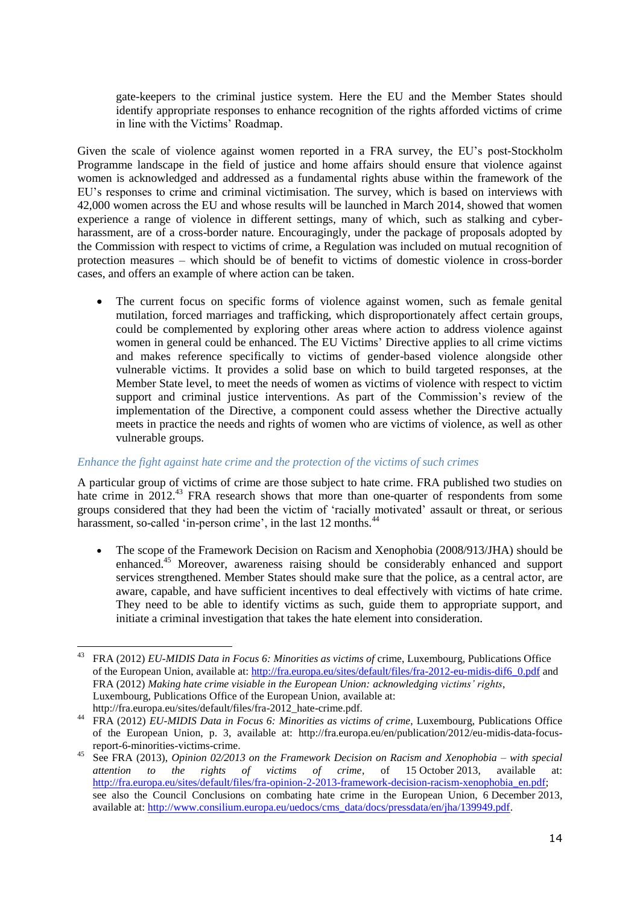gate-keepers to the criminal justice system. Here the EU and the Member States should identify appropriate responses to enhance recognition of the rights afforded victims of crime in line with the Victims' Roadmap.

Given the scale of violence against women reported in a FRA survey, the EU's post-Stockholm Programme landscape in the field of justice and home affairs should ensure that violence against women is acknowledged and addressed as a fundamental rights abuse within the framework of the EU's responses to crime and criminal victimisation. The survey, which is based on interviews with 42,000 women across the EU and whose results will be launched in March 2014, showed that women experience a range of violence in different settings, many of which, such as stalking and cyber-harassment, are of a cross-border nature. Encouragingly, under the package of proposals adopted by the Commission with respect to victims of crime, a Regulation was included on mutual recognition of protection measures – which should be of benefit to victims of domestic violence in cross-border cases, and offers an example of where action can be taken.

- The current focus on specific forms of violence against women, such as female genital mutilation, forced marriages and trafficking, which disproportionately affect certain groups, could be complemented by exploring other areas where action to address violence against women in general could be enhanced. The EU Victims' Directive applies to all crime victims and makes reference specifically to victims of gender-based violence alongside other vulnerable victims. It provides a solid base on which to build targeted responses, at the Member State level, to meet the needs of women as victims of violence with respect to victim support and criminal justice interventions. As part of the Commission's review of the implementation of the Directive, a component could assess whether the Directive actually meets in practice the needs and rights of women who are victims of violence, as well as other vulnerable groups.

*Enhance the fight against hate crime and the protection of the victims of such crimes*

A particular group of victims of crime are those subject to hate crime. FRA published two studies on hate crime in 2012.[43] FRA research shows that more than one-quarter of respondents from some groups considered that they had been the victim of 'racially motivated' assault or threat, or serious harassment, so-called 'in-person crime', in the last 12 months.[44]

- The scope of the Framework Decision on Racism and Xenophobia (2008/913/JHA) should be enhanced.[45] Moreover, awareness raising should be considerably enhanced and support services strengthened. Member States should make sure that the police, as a central actor, are aware, capable, and have sufficient incentives to deal effectively with victims of hate crime. They need to be able to identify victims as such, guide them to appropriate support, and initiate a criminal investigation that takes the hate element into consideration.

---

[43] FRA (2012) *EU-MIDIS Data in Focus 6: Minorities as victims of* crime, Luxembourg, Publications Office of the European Union, available at: http://fra.europa.eu/sites/default/files/fra-2012-eu-midis-dif6_0.pdf and FRA (2012) *Making hate crime visiable in the European Union: acknowledging victims' rights*, Luxembourg, Publications Office of the European Union, available at: http://fra.europa.eu/sites/default/files/fra-2012_hate-crime.pdf.

[44] FRA (2012) *EU-MIDIS Data in Focus 6: Minorities as victims of crime*, Luxembourg, Publications Office of the European Union, p. 3, available at: http://fra.europa.eu/en/publication/2012/eu-midis-data-focus-report-6-minorities-victims-crime.

[45] See FRA (2013), *Opinion 02/2013 on the Framework Decision on Racism and Xenophobia – with special attention to the rights of victims of crime*, of 15 October 2013, available at: http://fra.europa.eu/sites/default/files/fra-opinion-2-2013-framework-decision-racism-xenophobia_en.pdf; see also the Council Conclusions on combating hate crime in the European Union, 6 December 2013, available at: http://www.consilium.europa.eu/uedocs/cms_data/docs/pressdata/en/jha/139949.pdf.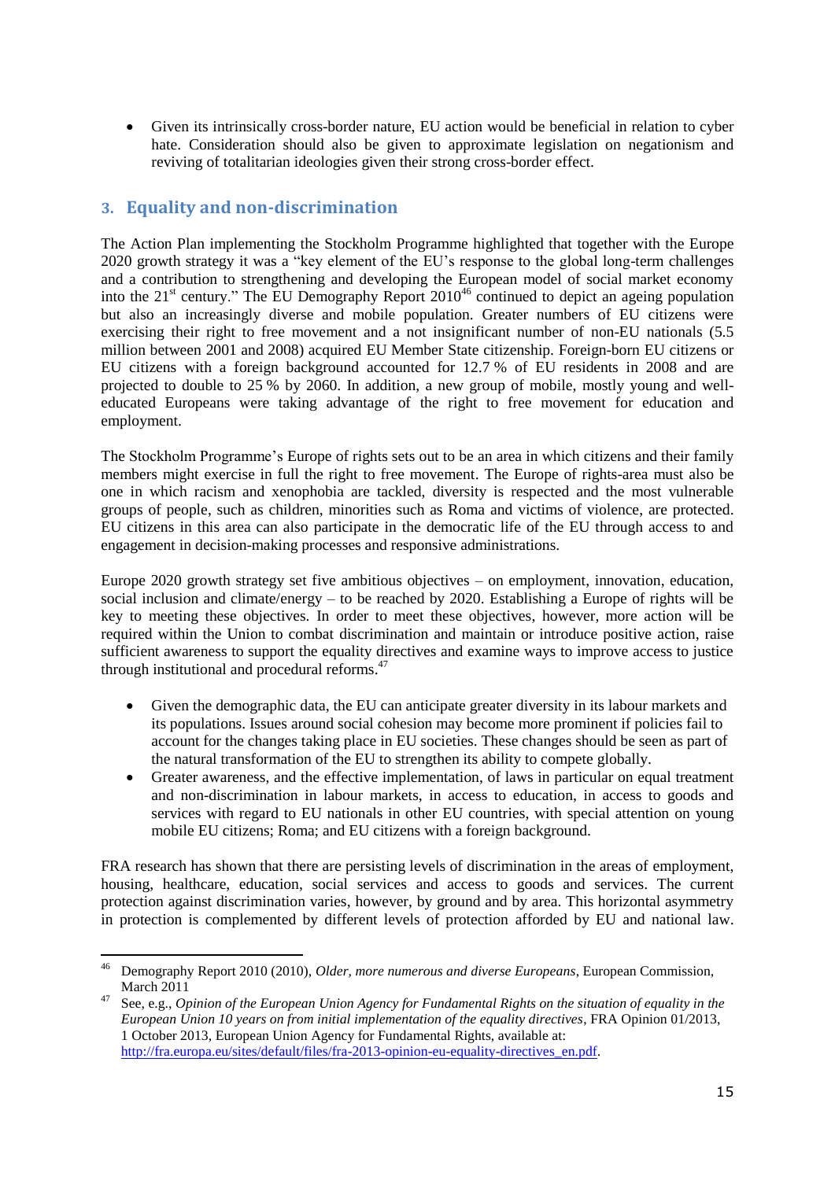- Given its intrinsically cross-border nature, EU action would be beneficial in relation to cyber hate. Consideration should also be given to approximate legislation on negationism and reviving of totalitarian ideologies given their strong cross-border effect.

## 3. Equality and non-discrimination

The Action Plan implementing the Stockholm Programme highlighted that together with the Europe 2020 growth strategy it was a "key element of the EU's response to the global long-term challenges and a contribution to strengthening and developing the European model of social market economy into the 21st century." The EU Demography Report 2010[46] continued to depict an ageing population but also an increasingly diverse and mobile population. Greater numbers of EU citizens were exercising their right to free movement and a not insignificant number of non-EU nationals (5.5 million between 2001 and 2008) acquired EU Member State citizenship. Foreign-born EU citizens or EU citizens with a foreign background accounted for 12.7 % of EU residents in 2008 and are projected to double to 25 % by 2060. In addition, a new group of mobile, mostly young and well-educated Europeans were taking advantage of the right to free movement for education and employment.

The Stockholm Programme's Europe of rights sets out to be an area in which citizens and their family members might exercise in full the right to free movement. The Europe of rights-area must also be one in which racism and xenophobia are tackled, diversity is respected and the most vulnerable groups of people, such as children, minorities such as Roma and victims of violence, are protected. EU citizens in this area can also participate in the democratic life of the EU through access to and engagement in decision-making processes and responsive administrations.

Europe 2020 growth strategy set five ambitious objectives – on employment, innovation, education, social inclusion and climate/energy – to be reached by 2020. Establishing a Europe of rights will be key to meeting these objectives. In order to meet these objectives, however, more action will be required within the Union to combat discrimination and maintain or introduce positive action, raise sufficient awareness to support the equality directives and examine ways to improve access to justice through institutional and procedural reforms.[47]

- Given the demographic data, the EU can anticipate greater diversity in its labour markets and its populations. Issues around social cohesion may become more prominent if policies fail to account for the changes taking place in EU societies. These changes should be seen as part of the natural transformation of the EU to strengthen its ability to compete globally.
- Greater awareness, and the effective implementation, of laws in particular on equal treatment and non-discrimination in labour markets, in access to education, in access to goods and services with regard to EU nationals in other EU countries, with special attention on young mobile EU citizens; Roma; and EU citizens with a foreign background.

FRA research has shown that there are persisting levels of discrimination in the areas of employment, housing, healthcare, education, social services and access to goods and services. The current protection against discrimination varies, however, by ground and by area. This horizontal asymmetry in protection is complemented by different levels of protection afforded by EU and national law.

---

[46] Demography Report 2010 (2010), *Older, more numerous and diverse Europeans*, European Commission, March 2011

[47] See, e.g., *Opinion of the European Union Agency for Fundamental Rights on the situation of equality in the European Union 10 years on from initial implementation of the equality directives*, FRA Opinion 01/2013, 1 October 2013, European Union Agency for Fundamental Rights, available at: http://fra.europa.eu/sites/default/files/fra-2013-opinion-eu-equality-directives_en.pdf.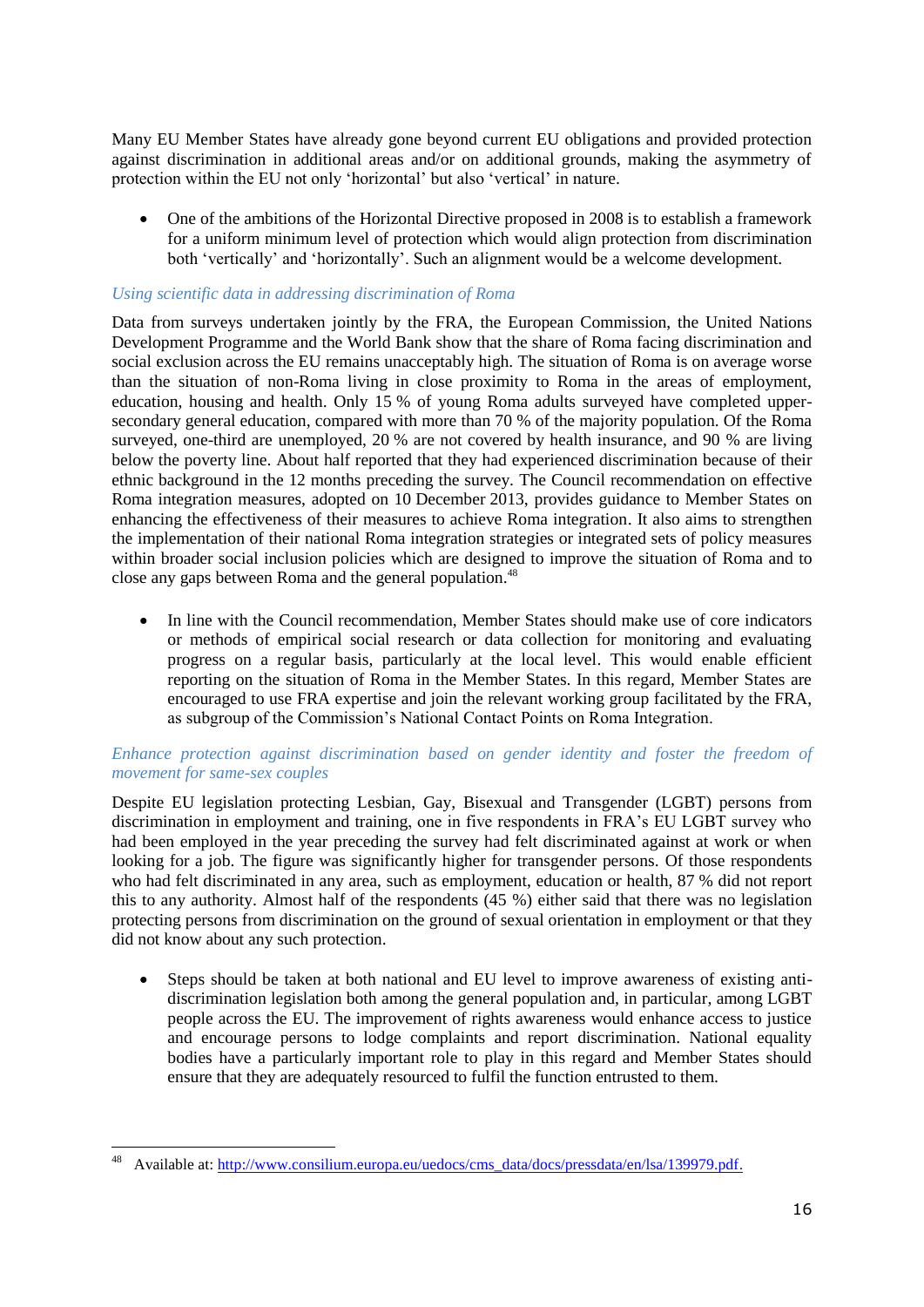Many EU Member States have already gone beyond current EU obligations and provided protection against discrimination in additional areas and/or on additional grounds, making the asymmetry of protection within the EU not only 'horizontal' but also 'vertical' in nature.

- One of the ambitions of the Horizontal Directive proposed in 2008 is to establish a framework for a uniform minimum level of protection which would align protection from discrimination both 'vertically' and 'horizontally'. Such an alignment would be a welcome development.

*Using scientific data in addressing discrimination of Roma*

Data from surveys undertaken jointly by the FRA, the European Commission, the United Nations Development Programme and the World Bank show that the share of Roma facing discrimination and social exclusion across the EU remains unacceptably high. The situation of Roma is on average worse than the situation of non-Roma living in close proximity to Roma in the areas of employment, education, housing and health. Only 15 % of young Roma adults surveyed have completed upper-secondary general education, compared with more than 70 % of the majority population. Of the Roma surveyed, one-third are unemployed, 20 % are not covered by health insurance, and 90 % are living below the poverty line. About half reported that they had experienced discrimination because of their ethnic background in the 12 months preceding the survey. The Council recommendation on effective Roma integration measures, adopted on 10 December 2013, provides guidance to Member States on enhancing the effectiveness of their measures to achieve Roma integration. It also aims to strengthen the implementation of their national Roma integration strategies or integrated sets of policy measures within broader social inclusion policies which are designed to improve the situation of Roma and to close any gaps between Roma and the general population.[48]

- In line with the Council recommendation, Member States should make use of core indicators or methods of empirical social research or data collection for monitoring and evaluating progress on a regular basis, particularly at the local level. This would enable efficient reporting on the situation of Roma in the Member States. In this regard, Member States are encouraged to use FRA expertise and join the relevant working group facilitated by the FRA, as subgroup of the Commission's National Contact Points on Roma Integration.

*Enhance protection against discrimination based on gender identity and foster the freedom of movement for same-sex couples*

Despite EU legislation protecting Lesbian, Gay, Bisexual and Transgender (LGBT) persons from discrimination in employment and training, one in five respondents in FRA's EU LGBT survey who had been employed in the year preceding the survey had felt discriminated against at work or when looking for a job. The figure was significantly higher for transgender persons. Of those respondents who had felt discriminated in any area, such as employment, education or health, 87 % did not report this to any authority. Almost half of the respondents (45 %) either said that there was no legislation protecting persons from discrimination on the ground of sexual orientation in employment or that they did not know about any such protection.

- Steps should be taken at both national and EU level to improve awareness of existing anti-discrimination legislation both among the general population and, in particular, among LGBT people across the EU. The improvement of rights awareness would enhance access to justice and encourage persons to lodge complaints and report discrimination. National equality bodies have a particularly important role to play in this regard and Member States should ensure that they are adequately resourced to fulfil the function entrusted to them.

---

[48] Available at: http://www.consilium.europa.eu/uedocs/cms_data/docs/pressdata/en/lsa/139979.pdf.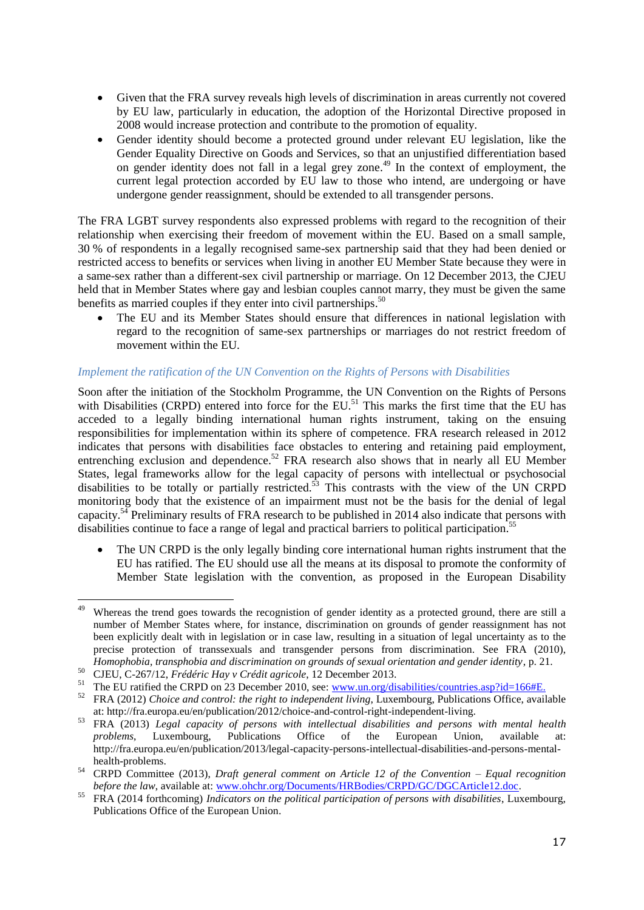- Given that the FRA survey reveals high levels of discrimination in areas currently not covered by EU law, particularly in education, the adoption of the Horizontal Directive proposed in 2008 would increase protection and contribute to the promotion of equality.
- Gender identity should become a protected ground under relevant EU legislation, like the Gender Equality Directive on Goods and Services, so that an unjustified differentiation based on gender identity does not fall in a legal grey zone.[49] In the context of employment, the current legal protection accorded by EU law to those who intend, are undergoing or have undergone gender reassignment, should be extended to all transgender persons.

The FRA LGBT survey respondents also expressed problems with regard to the recognition of their relationship when exercising their freedom of movement within the EU. Based on a small sample, 30 % of respondents in a legally recognised same-sex partnership said that they had been denied or restricted access to benefits or services when living in another EU Member State because they were in a same-sex rather than a different-sex civil partnership or marriage. On 12 December 2013, the CJEU held that in Member States where gay and lesbian couples cannot marry, they must be given the same benefits as married couples if they enter into civil partnerships.[50]

- The EU and its Member States should ensure that differences in national legislation with regard to the recognition of same-sex partnerships or marriages do not restrict freedom of movement within the EU.

### *Implement the ratification of the UN Convention on the Rights of Persons with Disabilities*

Soon after the initiation of the Stockholm Programme, the UN Convention on the Rights of Persons with Disabilities (CRPD) entered into force for the EU.[51] This marks the first time that the EU has acceded to a legally binding international human rights instrument, taking on the ensuing responsibilities for implementation within its sphere of competence. FRA research released in 2012 indicates that persons with disabilities face obstacles to entering and retaining paid employment, entrenching exclusion and dependence.[52] FRA research also shows that in nearly all EU Member States, legal frameworks allow for the legal capacity of persons with intellectual or psychosocial disabilities to be totally or partially restricted.[53] This contrasts with the view of the UN CRPD monitoring body that the existence of an impairment must not be the basis for the denial of legal capacity.[54] Preliminary results of FRA research to be published in 2014 also indicate that persons with disabilities continue to face a range of legal and practical barriers to political participation.[55]

- The UN CRPD is the only legally binding core international human rights instrument that the EU has ratified. The EU should use all the means at its disposal to promote the conformity of Member State legislation with the convention, as proposed in the European Disability

---

[49] Whereas the trend goes towards the recognition of gender identity as a protected ground, there are still a number of Member States where, for instance, discrimination on grounds of gender reassignment has not been explicitly dealt with in legislation or in case law, resulting in a situation of legal uncertainty as to the precise protection of transsexuals and transgender persons from discrimination. See FRA (2010), *Homophobia, transphobia and discrimination on grounds of sexual orientation and gender identity*, p. 21.

[50] CJEU, C-267/12, *Frédéric Hay v Crédit agricole*, 12 December 2013.

[51] The EU ratified the CRPD on 23 December 2010, see: www.un.org/disabilities/countries.asp?id=166#E.

[52] FRA (2012) *Choice and control: the right to independent living*, Luxembourg, Publications Office, available at: http://fra.europa.eu/en/publication/2012/choice-and-control-right-independent-living.

[53] FRA (2013) *Legal capacity of persons with intellectual disabilities and persons with mental health problems*, Luxembourg, Publications Office of the European Union, available at: http://fra.europa.eu/en/publication/2013/legal-capacity-persons-intellectual-disabilities-and-persons-mental-health-problems.

[54] CRPD Committee (2013), *Draft general comment on Article 12 of the Convention – Equal recognition before the law*, available at: www.ohchr.org/Documents/HRBodies/CRPD/GC/DGCArticle12.doc.

[55] FRA (2014 forthcoming) *Indicators on the political participation of persons with disabilities*, Luxembourg, Publications Office of the European Union.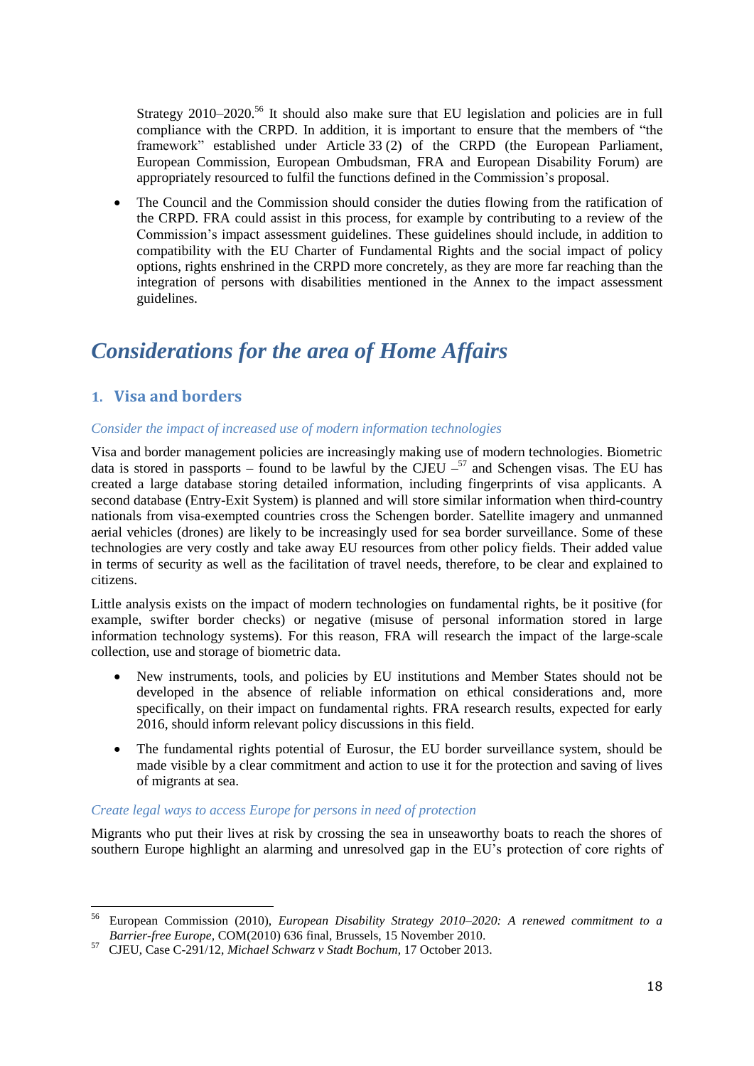Strategy 2010–2020.[56] It should also make sure that EU legislation and policies are in full compliance with the CRPD. In addition, it is important to ensure that the members of "the framework" established under Article 33 (2) of the CRPD (the European Parliament, European Commission, European Ombudsman, FRA and European Disability Forum) are appropriately resourced to fulfil the functions defined in the Commission's proposal.

- The Council and the Commission should consider the duties flowing from the ratification of the CRPD. FRA could assist in this process, for example by contributing to a review of the Commission's impact assessment guidelines. These guidelines should include, in addition to compatibility with the EU Charter of Fundamental Rights and the social impact of policy options, rights enshrined in the CRPD more concretely, as they are more far reaching than the integration of persons with disabilities mentioned in the Annex to the impact assessment guidelines.

# *Considerations for the area of Home Affairs*

## 1. Visa and borders

### *Consider the impact of increased use of modern information technologies*

Visa and border management policies are increasingly making use of modern technologies. Biometric data is stored in passports – found to be lawful by the CJEU –[57] and Schengen visas. The EU has created a large database storing detailed information, including fingerprints of visa applicants. A second database (Entry-Exit System) is planned and will store similar information when third-country nationals from visa-exempted countries cross the Schengen border. Satellite imagery and unmanned aerial vehicles (drones) are likely to be increasingly used for sea border surveillance. Some of these technologies are very costly and take away EU resources from other policy fields. Their added value in terms of security as well as the facilitation of travel needs, therefore, to be clear and explained to citizens.

Little analysis exists on the impact of modern technologies on fundamental rights, be it positive (for example, swifter border checks) or negative (misuse of personal information stored in large information technology systems). For this reason, FRA will research the impact of the large-scale collection, use and storage of biometric data.

- New instruments, tools, and policies by EU institutions and Member States should not be developed in the absence of reliable information on ethical considerations and, more specifically, on their impact on fundamental rights. FRA research results, expected for early 2016, should inform relevant policy discussions in this field.
- The fundamental rights potential of Eurosur, the EU border surveillance system, should be made visible by a clear commitment and action to use it for the protection and saving of lives of migrants at sea.

### *Create legal ways to access Europe for persons in need of protection*

Migrants who put their lives at risk by crossing the sea in unseaworthy boats to reach the shores of southern Europe highlight an alarming and unresolved gap in the EU's protection of core rights of

---

[56] European Commission (2010), *European Disability Strategy 2010–2020: A renewed commitment to a Barrier-free Europe*, COM(2010) 636 final, Brussels, 15 November 2010.

[57] CJEU, Case C-291/12, *Michael Schwarz v Stadt Bochum*, 17 October 2013.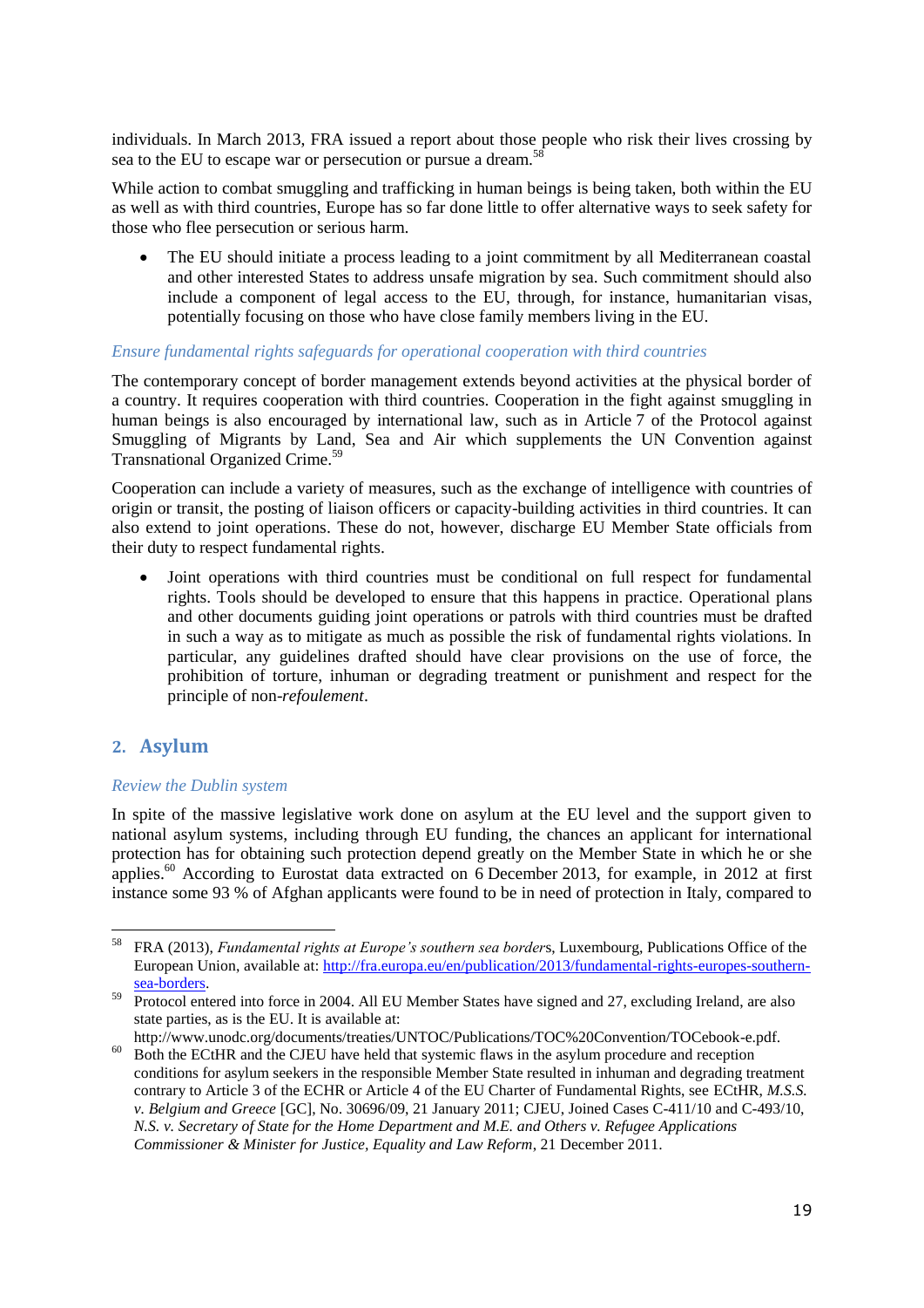individuals. In March 2013, FRA issued a report about those people who risk their lives crossing by sea to the EU to escape war or persecution or pursue a dream.[58]

While action to combat smuggling and trafficking in human beings is being taken, both within the EU as well as with third countries, Europe has so far done little to offer alternative ways to seek safety for those who flee persecution or serious harm.

- The EU should initiate a process leading to a joint commitment by all Mediterranean coastal and other interested States to address unsafe migration by sea. Such commitment should also include a component of legal access to the EU, through, for instance, humanitarian visas, potentially focusing on those who have close family members living in the EU.

*Ensure fundamental rights safeguards for operational cooperation with third countries*

The contemporary concept of border management extends beyond activities at the physical border of a country. It requires cooperation with third countries. Cooperation in the fight against smuggling in human beings is also encouraged by international law, such as in Article 7 of the Protocol against Smuggling of Migrants by Land, Sea and Air which supplements the UN Convention against Transnational Organized Crime.[59]

Cooperation can include a variety of measures, such as the exchange of intelligence with countries of origin or transit, the posting of liaison officers or capacity-building activities in third countries. It can also extend to joint operations. These do not, however, discharge EU Member State officials from their duty to respect fundamental rights.

- Joint operations with third countries must be conditional on full respect for fundamental rights. Tools should be developed to ensure that this happens in practice. Operational plans and other documents guiding joint operations or patrols with third countries must be drafted in such a way as to mitigate as much as possible the risk of fundamental rights violations. In particular, any guidelines drafted should have clear provisions on the use of force, the prohibition of torture, inhuman or degrading treatment or punishment and respect for the principle of non-*refoulement*.

## 2. Asylum

*Review the Dublin system*

In spite of the massive legislative work done on asylum at the EU level and the support given to national asylum systems, including through EU funding, the chances an applicant for international protection has for obtaining such protection depend greatly on the Member State in which he or she applies.[60] According to Eurostat data extracted on 6 December 2013, for example, in 2012 at first instance some 93 % of Afghan applicants were found to be in need of protection in Italy, compared to

---

[58] FRA (2013), *Fundamental rights at Europe's southern sea borders*, Luxembourg, Publications Office of the European Union, available at: http://fra.europa.eu/en/publication/2013/fundamental-rights-europes-southern-sea-borders.

[59] Protocol entered into force in 2004. All EU Member States have signed and 27, excluding Ireland, are also state parties, as is the EU. It is available at: http://www.unodc.org/documents/treaties/UNTOC/Publications/TOC%20Convention/TOCebook-e.pdf.

[60] Both the ECtHR and the CJEU have held that systemic flaws in the asylum procedure and reception conditions for asylum seekers in the responsible Member State resulted in inhuman and degrading treatment contrary to Article 3 of the ECHR or Article 4 of the EU Charter of Fundamental Rights, see ECtHR, *M.S.S. v. Belgium and Greece* [GC], No. 30696/09, 21 January 2011; CJEU, Joined Cases C-411/10 and C-493/10, *N.S. v. Secretary of State for the Home Department and M.E. and Others v. Refugee Applications Commissioner & Minister for Justice, Equality and Law Reform*, 21 December 2011.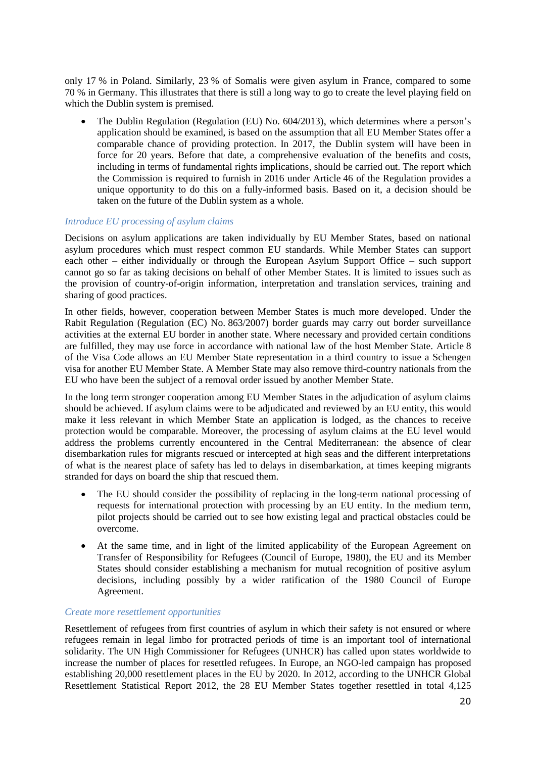only 17 % in Poland. Similarly, 23 % of Somalis were given asylum in France, compared to some 70 % in Germany. This illustrates that there is still a long way to go to create the level playing field on which the Dublin system is premised.

- The Dublin Regulation (Regulation (EU) No. 604/2013), which determines where a person's application should be examined, is based on the assumption that all EU Member States offer a comparable chance of providing protection. In 2017, the Dublin system will have been in force for 20 years. Before that date, a comprehensive evaluation of the benefits and costs, including in terms of fundamental rights implications, should be carried out. The report which the Commission is required to furnish in 2016 under Article 46 of the Regulation provides a unique opportunity to do this on a fully-informed basis. Based on it, a decision should be taken on the future of the Dublin system as a whole.

*Introduce EU processing of asylum claims*

Decisions on asylum applications are taken individually by EU Member States, based on national asylum procedures which must respect common EU standards. While Member States can support each other – either individually or through the European Asylum Support Office – such support cannot go so far as taking decisions on behalf of other Member States. It is limited to issues such as the provision of country-of-origin information, interpretation and translation services, training and sharing of good practices.

In other fields, however, cooperation between Member States is much more developed. Under the Rabit Regulation (Regulation (EC) No. 863/2007) border guards may carry out border surveillance activities at the external EU border in another state. Where necessary and provided certain conditions are fulfilled, they may use force in accordance with national law of the host Member State. Article 8 of the Visa Code allows an EU Member State representation in a third country to issue a Schengen visa for another EU Member State. A Member State may also remove third-country nationals from the EU who have been the subject of a removal order issued by another Member State.

In the long term stronger cooperation among EU Member States in the adjudication of asylum claims should be achieved. If asylum claims were to be adjudicated and reviewed by an EU entity, this would make it less relevant in which Member State an application is lodged, as the chances to receive protection would be comparable. Moreover, the processing of asylum claims at the EU level would address the problems currently encountered in the Central Mediterranean: the absence of clear disembarkation rules for migrants rescued or intercepted at high seas and the different interpretations of what is the nearest place of safety has led to delays in disembarkation, at times keeping migrants stranded for days on board the ship that rescued them.

- The EU should consider the possibility of replacing in the long-term national processing of requests for international protection with processing by an EU entity. In the medium term, pilot projects should be carried out to see how existing legal and practical obstacles could be overcome.
- At the same time, and in light of the limited applicability of the European Agreement on Transfer of Responsibility for Refugees (Council of Europe, 1980), the EU and its Member States should consider establishing a mechanism for mutual recognition of positive asylum decisions, including possibly by a wider ratification of the 1980 Council of Europe Agreement.

*Create more resettlement opportunities*

Resettlement of refugees from first countries of asylum in which their safety is not ensured or where refugees remain in legal limbo for protracted periods of time is an important tool of international solidarity. The UN High Commissioner for Refugees (UNHCR) has called upon states worldwide to increase the number of places for resettled refugees. In Europe, an NGO-led campaign has proposed establishing 20,000 resettlement places in the EU by 2020. In 2012, according to the UNHCR Global Resettlement Statistical Report 2012, the 28 EU Member States together resettled in total 4,125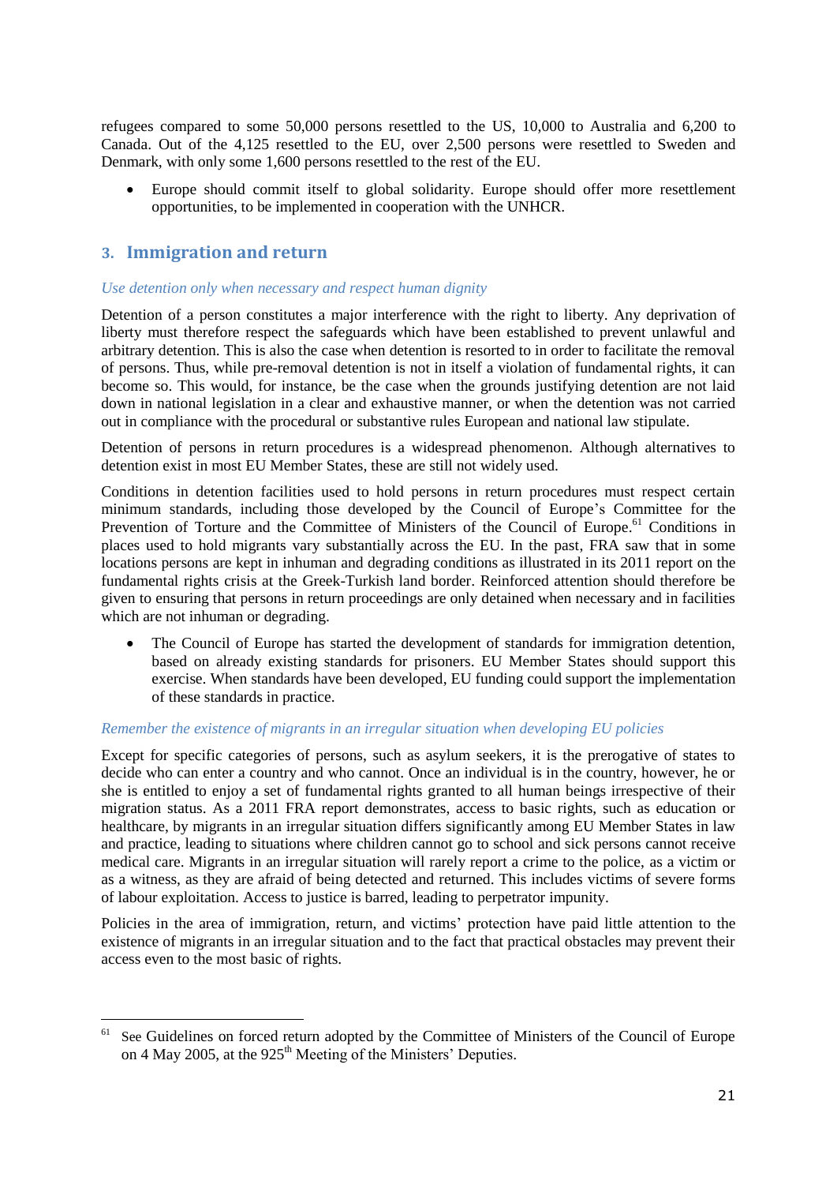refugees compared to some 50,000 persons resettled to the US, 10,000 to Australia and 6,200 to Canada. Out of the 4,125 resettled to the EU, over 2,500 persons were resettled to Sweden and Denmark, with only some 1,600 persons resettled to the rest of the EU.

- Europe should commit itself to global solidarity. Europe should offer more resettlement opportunities, to be implemented in cooperation with the UNHCR.

## 3. Immigration and return

*Use detention only when necessary and respect human dignity*

Detention of a person constitutes a major interference with the right to liberty. Any deprivation of liberty must therefore respect the safeguards which have been established to prevent unlawful and arbitrary detention. This is also the case when detention is resorted to in order to facilitate the removal of persons. Thus, while pre-removal detention is not in itself a violation of fundamental rights, it can become so. This would, for instance, be the case when the grounds justifying detention are not laid down in national legislation in a clear and exhaustive manner, or when the detention was not carried out in compliance with the procedural or substantive rules European and national law stipulate.

Detention of persons in return procedures is a widespread phenomenon. Although alternatives to detention exist in most EU Member States, these are still not widely used.

Conditions in detention facilities used to hold persons in return procedures must respect certain minimum standards, including those developed by the Council of Europe's Committee for the Prevention of Torture and the Committee of Ministers of the Council of Europe.[61] Conditions in places used to hold migrants vary substantially across the EU. In the past, FRA saw that in some locations persons are kept in inhuman and degrading conditions as illustrated in its 2011 report on the fundamental rights crisis at the Greek-Turkish land border. Reinforced attention should therefore be given to ensuring that persons in return proceedings are only detained when necessary and in facilities which are not inhuman or degrading.

- The Council of Europe has started the development of standards for immigration detention, based on already existing standards for prisoners. EU Member States should support this exercise. When standards have been developed, EU funding could support the implementation of these standards in practice.

*Remember the existence of migrants in an irregular situation when developing EU policies*

Except for specific categories of persons, such as asylum seekers, it is the prerogative of states to decide who can enter a country and who cannot. Once an individual is in the country, however, he or she is entitled to enjoy a set of fundamental rights granted to all human beings irrespective of their migration status. As a 2011 FRA report demonstrates, access to basic rights, such as education or healthcare, by migrants in an irregular situation differs significantly among EU Member States in law and practice, leading to situations where children cannot go to school and sick persons cannot receive medical care. Migrants in an irregular situation will rarely report a crime to the police, as a victim or as a witness, as they are afraid of being detected and returned. This includes victims of severe forms of labour exploitation. Access to justice is barred, leading to perpetrator impunity.

Policies in the area of immigration, return, and victims' protection have paid little attention to the existence of migrants in an irregular situation and to the fact that practical obstacles may prevent their access even to the most basic of rights.

---

[61] See Guidelines on forced return adopted by the Committee of Ministers of the Council of Europe on 4 May 2005, at the 925th Meeting of the Ministers' Deputies.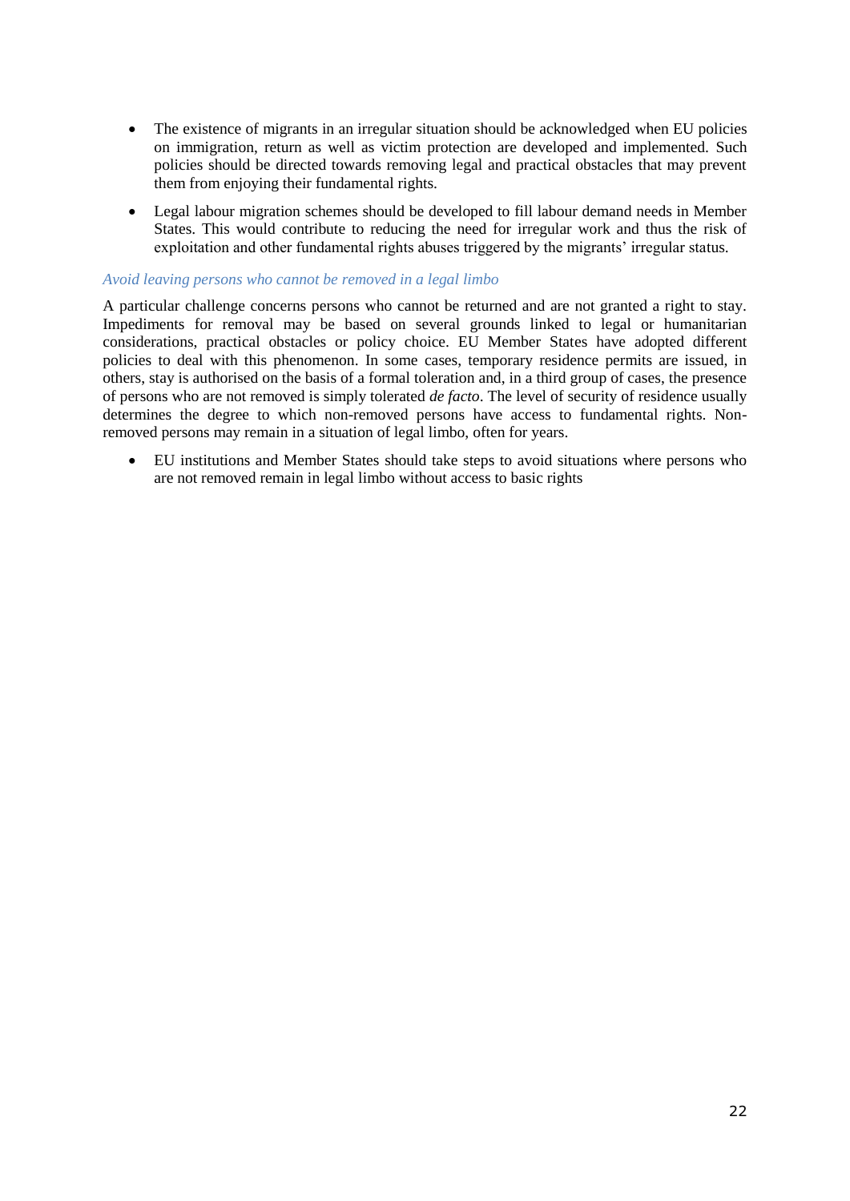- The existence of migrants in an irregular situation should be acknowledged when EU policies on immigration, return as well as victim protection are developed and implemented. Such policies should be directed towards removing legal and practical obstacles that may prevent them from enjoying their fundamental rights.
- Legal labour migration schemes should be developed to fill labour demand needs in Member States. This would contribute to reducing the need for irregular work and thus the risk of exploitation and other fundamental rights abuses triggered by the migrants' irregular status.

*Avoid leaving persons who cannot be removed in a legal limbo*

A particular challenge concerns persons who cannot be returned and are not granted a right to stay. Impediments for removal may be based on several grounds linked to legal or humanitarian considerations, practical obstacles or policy choice. EU Member States have adopted different policies to deal with this phenomenon. In some cases, temporary residence permits are issued, in others, stay is authorised on the basis of a formal toleration and, in a third group of cases, the presence of persons who are not removed is simply tolerated *de facto*. The level of security of residence usually determines the degree to which non-removed persons have access to fundamental rights. Non-removed persons may remain in a situation of legal limbo, often for years.

- EU institutions and Member States should take steps to avoid situations where persons who are not removed remain in legal limbo without access to basic rights